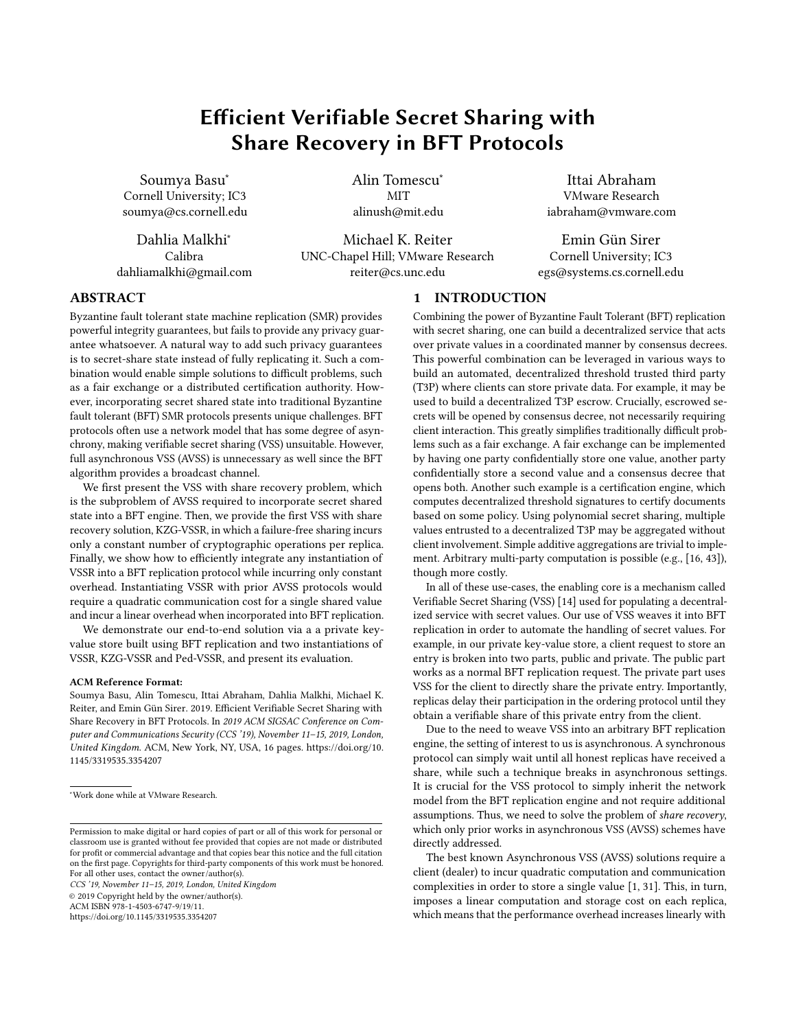# Efficient Verifiable Secret Sharing with Share Recovery in BFT Protocols

Soumya Basu[*]
Cornell University; IC3
soumya@cs.cornell.edu

Alin Tomescu[*]
MIT
alinush@mit.edu

Ittai Abraham
VMware Research
iabraham@vmware.com

Dahlia Malkhi[*]
Calibra
dahliamalkhi@gmail.com

Michael K. Reiter
UNC-Chapel Hill; VMware Research
reiter@cs.unc.edu

Emin Gün Sirer
Cornell University; IC3
egs@systems.cs.cornell.edu

## ABSTRACT

Byzantine fault tolerant state machine replication (SMR) provides powerful integrity guarantees, but fails to provide any privacy guarantee whatsoever. A natural way to add such privacy guarantees is to secret-share state instead of fully replicating it. Such a combination would enable simple solutions to difficult problems, such as a fair exchange or a distributed certification authority. However, incorporating secret shared state into traditional Byzantine fault tolerant (BFT) SMR protocols presents unique challenges. BFT protocols often use a network model that has some degree of asynchrony, making verifiable secret sharing (VSS) unsuitable. However, full asynchronous VSS (AVSS) is unnecessary as well since the BFT algorithm provides a broadcast channel.

We first present the VSS with share recovery problem, which is the subproblem of AVSS required to incorporate secret shared state into a BFT engine. Then, we provide the first VSS with share recovery solution, KZG-VSSR, in which a failure-free sharing incurs only a constant number of cryptographic operations per replica. Finally, we show how to efficiently integrate any instantiation of VSSR into a BFT replication protocol while incurring only constant overhead. Instantiating VSSR with prior AVSS protocols would require a quadratic communication cost for a single shared value and incur a linear overhead when incorporated into BFT replication.

We demonstrate our end-to-end solution via a a private key-value store built using BFT replication and two instantiations of VSSR, KZG-VSSR and Ped-VSSR, and present its evaluation.

#### ACM Reference Format:

Soumya Basu, Alin Tomescu, Ittai Abraham, Dahlia Malkhi, Michael K. Reiter, and Emin Gün Sirer. 2019. Efficient Verifiable Secret Sharing with Share Recovery in BFT Protocols. In *2019 ACM SIGSAC Conference on Computer and Communications Security (CCS '19), November 11–15, 2019, London, United Kingdom.* ACM, New York, NY, USA, 16 pages. https://doi.org/10.1145/3319535.3354207

[*]Work done while at VMware Research.

Permission to make digital or hard copies of part or all of this work for personal or classroom use is granted without fee provided that copies are not made or distributed for profit or commercial advantage and that copies bear this notice and the full citation on the first page. Copyrights for third-party components of this work must be honored. For all other uses, contact the owner/author(s).
*CCS '19, November 11–15, 2019, London, United Kingdom*
© 2019 Copyright held by the owner/author(s).
ACM ISBN 978-1-4503-6747-9/19/11.
https://doi.org/10.1145/3319535.3354207

## 1 INTRODUCTION

Combining the power of Byzantine Fault Tolerant (BFT) replication with secret sharing, one can build a decentralized service that acts over private values in a coordinated manner by consensus decrees. This powerful combination can be leveraged in various ways to build an automated, decentralized threshold trusted third party (T3P) where clients can store private data. For example, it may be used to build a decentralized T3P escrow. Crucially, escrowed secrets will be opened by consensus decree, not necessarily requiring client interaction. This greatly simplifies traditionally difficult problems, such as a fair exchange. A fair exchange can be implemented by having one party confidentially store one value, another party confidentially store a second value and a consensus decree that opens both. Another such example is a certification engine, which computes decentralized threshold signatures to certify documents based on some policy. Using polynomial secret sharing, multiple values entrusted to a decentralized T3P may be aggregated without client involvement. Simple additive aggregations are trivial to implement. Arbitrary multi-party computation is possible (e.g., [16, 43]), though more costly.

In all of these use-cases, the enabling core is a mechanism called Verifiable Secret Sharing (VSS) [14] used for populating a decentralized service with secret values. Our use of VSS weaves it into BFT replication in order to automate the handling of secret values. For example, in our private key-value store, a client request to store an entry is broken into two parts, public and private. The public part works as a normal BFT replication request. The private part uses VSS for the client to directly share the private entry. Importantly, replicas delay their participation in the ordering protocol until they obtain a verifiable share of this private entry from the client.

Due to the need to weave VSS into an arbitrary BFT replication engine, the setting of interest to us is asynchronous. A synchronous protocol can simply wait until all honest replicas have received a share, while such a technique breaks in asynchronous settings. It is crucial for the VSS protocol to simply inherit the network model from the BFT replication engine and not require additional assumptions. Thus, we need to solve the problem of *share recovery*, which only prior works in asynchronous VSS (AVSS) schemes have directly addressed.

The best known Asynchronous VSS (AVSS) solutions require a client (dealer) to incur quadratic computation and communication complexities in order to store a single value [1, 31]. This, in turn, imposes a linear computation and storage cost on each replica, which means that the performance overhead increases linearly with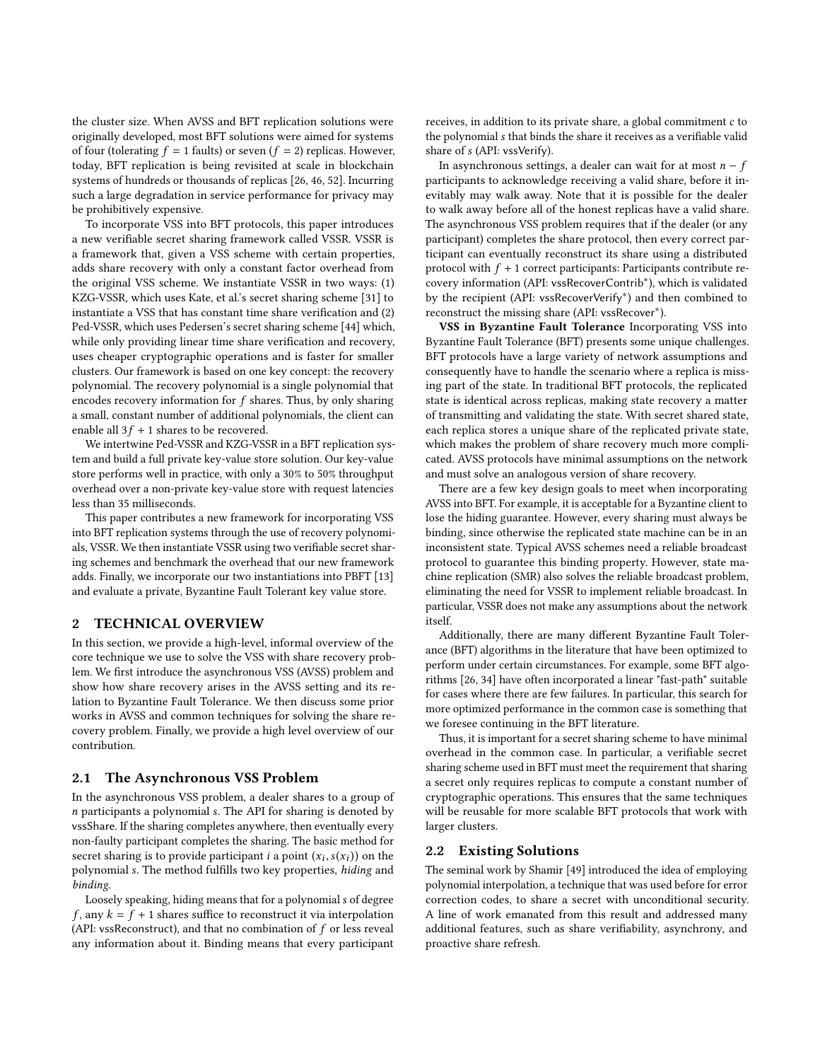the cluster size. When AVSS and BFT replication solutions were originally developed, most BFT solutions were aimed for systems of four (tolerating $f = 1$ faults) or seven ($f = 2$) replicas. However, today, BFT replication is being revisited at scale in blockchain systems of hundreds or thousands of replicas [26, 46, 52]. Incurring such a large degradation in service performance for privacy may be prohibitively expensive.

To incorporate VSS into BFT protocols, this paper introduces a new verifiable secret sharing framework called VSSR. VSSR is a framework that, given a VSS scheme with certain properties, adds share recovery with only a constant factor overhead from the original VSS scheme. We instantiate VSSR in two ways: (1) KZG-VSSR, which uses Kate, et al.'s secret sharing scheme [31] to instantiate a VSS that has constant time share verification and (2) Ped-VSSR, which uses Pedersen's secret sharing scheme [44] which, while only providing linear time share verification and recovery, uses cheaper cryptographic operations and is faster for smaller clusters. Our framework is based on one key concept: the recovery polynomial. The recovery polynomial is a single polynomial that encodes recovery information for $f$ shares. Thus, by only sharing a small, constant number of additional polynomials, the client can enable all $3f + 1$ shares to be recovered.

We intertwine Ped-VSSR and KZG-VSSR in a BFT replication system and build a full private key-value store solution. Our key-value store performs well in practice, with only a 30% to 50% throughput overhead over a non-private key-value store with request latencies less than 35 milliseconds.

This paper contributes a new framework for incorporating VSS into BFT replication systems through the use of recovery polynomials, VSSR. We then instantiate VSSR using two verifiable secret sharing schemes and benchmark the overhead that our new framework adds. Finally, we incorporate our two instantiations into PBFT [13] and evaluate a private, Byzantine Fault Tolerant key value store.

## 2 TECHNICAL OVERVIEW

In this section, we provide a high-level, informal overview of the core technique we use to solve the VSS with share recovery problem. We first introduce the asynchronous VSS (AVSS) problem and show how share recovery arises in the AVSS setting and its relation to Byzantine Fault Tolerance. We then discuss some prior works in AVSS and common techniques for solving the share recovery problem. Finally, we provide a high level overview of our contribution.

### 2.1 The Asynchronous VSS Problem

In the asynchronous VSS problem, a dealer shares to a group of $n$ participants a polynomial $s$. The API for sharing is denoted by vssShare. If the sharing completes anywhere, then eventually every non-faulty participant completes the sharing. The basic method for secret sharing is to provide participant $i$ a point $(x_i, s(x_i))$ on the polynomial $s$. The method fulfills two key properties, *hiding* and *binding*.

Loosely speaking, hiding means that for a polynomial $s$ of degree $f$, any $k = f + 1$ shares suffice to reconstruct it via interpolation (API: vssReconstruct), and that no combination of $f$ or less reveal any information about it. Binding means that every participant receives, in addition to its private share, a global commitment $c$ to the polynomial $s$ that binds the share it receives as a verifiable valid share of $s$ (API: vssVerify).

In asynchronous settings, a dealer can wait for at most $n - f$ participants to acknowledge receiving a valid share, before it inevitably may walk away. Note that it is possible for the dealer to walk away before all of the honest replicas have a valid share. The asynchronous VSS problem requires that if the dealer (or any participant) completes the share protocol, then every correct participant can eventually reconstruct its share using a distributed protocol with $f + 1$ correct participants: Participants contribute recovery information (API: vssRecoverContrib*), which is validated by the recipient (API: vssRecoverVerify*) and then combined to reconstruct the missing share (API: vssRecover*).

**VSS in Byzantine Fault Tolerance** Incorporating VSS into Byzantine Fault Tolerance (BFT) presents some unique challenges. BFT protocols have a large variety of network assumptions and consequently have to handle the scenario where a replica is missing part of the state. In traditional BFT protocols, the replicated state is identical across replicas, making state recovery a matter of transmitting and validating the state. With secret shared state, each replica stores a unique share of the replicated private state, which makes the problem of share recovery much more complicated. AVSS protocols have minimal assumptions on the network and must solve an analogous version of share recovery.

There are a few key design goals to meet when incorporating AVSS into BFT. For example, it is acceptable for a Byzantine client to lose the hiding guarantee. However, every sharing must always be binding, since otherwise the replicated state machine can be in an inconsistent state. Typical AVSS schemes need a reliable broadcast protocol to guarantee this binding property. However, state machine replication (SMR) also solves the reliable broadcast problem, eliminating the need for VSSR to implement reliable broadcast. In particular, VSSR does not make any assumptions about the network itself.

Additionally, there are many different Byzantine Fault Tolerance (BFT) algorithms in the literature that have been optimized to perform under certain circumstances. For example, some BFT algorithms [26, 34] have often incorporated a linear "fast-path" suitable for cases where there are few failures. In particular, this search for more optimized performance in the common case is something that we foresee continuing in the BFT literature.

Thus, it is important for a secret sharing scheme to have minimal overhead in the common case. In particular, a verifiable secret sharing scheme used in BFT must meet the requirement that sharing a secret only requires replicas to compute a constant number of cryptographic operations. This ensures that the same techniques will be reusable for more scalable BFT protocols that work with larger clusters.

### 2.2 Existing Solutions

The seminal work by Shamir [49] introduced the idea of employing polynomial interpolation, a technique that was used before for error correction codes, to share a secret with unconditional security. A line of work emanated from this result and addressed many additional features, such as share verifiability, asynchrony, and proactive share refresh.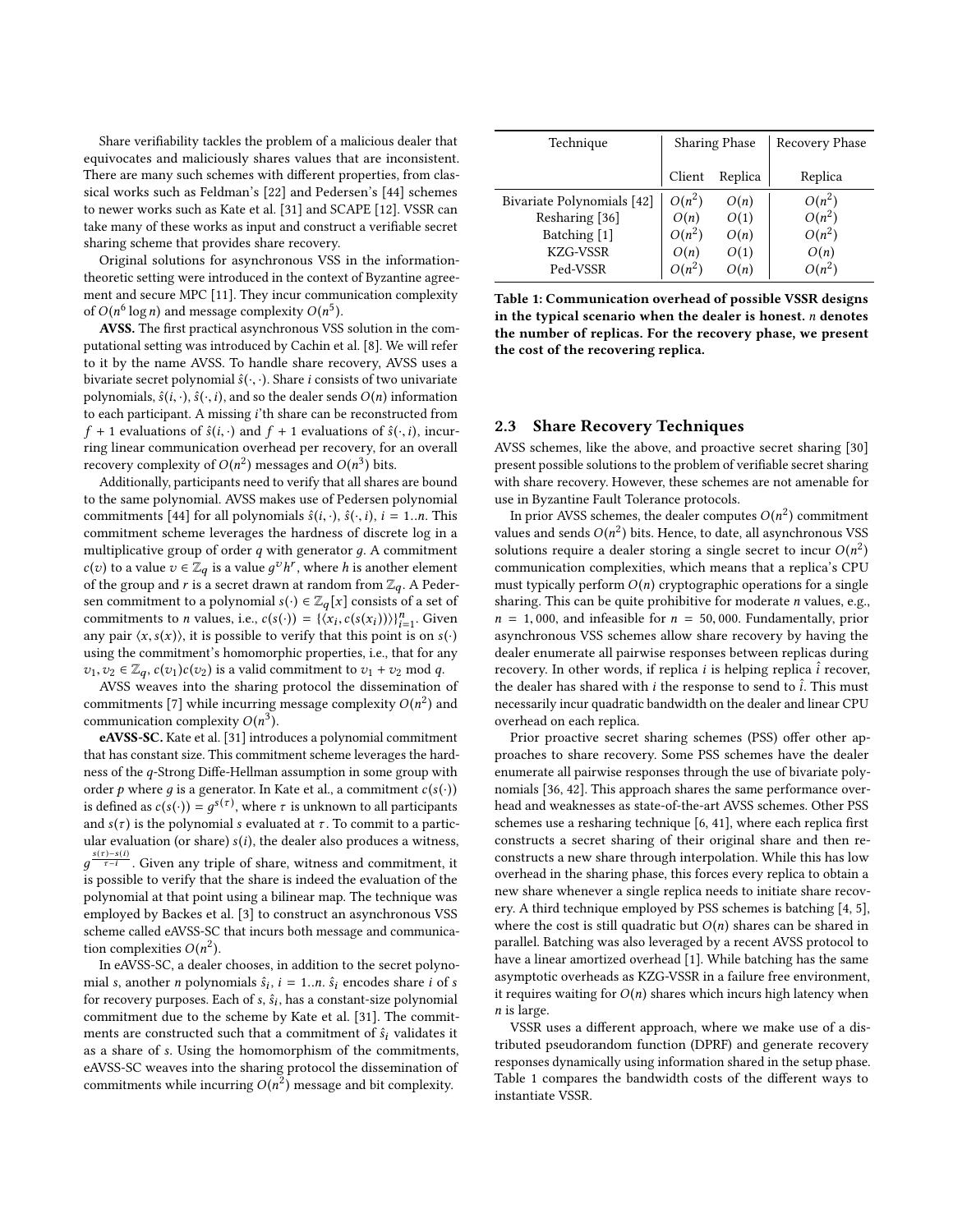Share verifiability tackles the problem of a malicious dealer that equivocates and maliciously shares values that are inconsistent. There are many such schemes with different properties, from classical works such as Feldman's [22] and Pedersen's [44] schemes to newer works such as Kate et al. [31] and SCAPE [12]. VSSR can take many of these works as input and construct a verifiable secret sharing scheme that provides share recovery.

Original solutions for asynchronous VSS in the information-theoretic setting were introduced in the context of Byzantine agreement and secure MPC [11]. They incur communication complexity of $O(n^6 \log n)$ and message complexity $O(n^5)$.

**AVSS.** The first practical asynchronous VSS solution in the computational setting was introduced by Cachin et al. [8]. We will refer to it by the name AVSS. To handle share recovery, AVSS uses a bivariate secret polynomial $\hat{s}(\cdot, \cdot)$. Share $i$ consists of two univariate polynomials, $\hat{s}(i, \cdot)$, $\hat{s}(\cdot, i)$, and so the dealer sends $O(n)$ information to each participant. A missing $i$'th share can be reconstructed from $f+1$ evaluations of $\hat{s}(i, \cdot)$ and $f+1$ evaluations of $\hat{s}(\cdot, i)$, incurring linear communication overhead per recovery, for an overall recovery complexity of $O(n^2)$ messages and $O(n^3)$ bits.

Additionally, participants need to verify that all shares are bound to the same polynomial. AVSS makes use of Pedersen polynomial commitments [44] for all polynomials $\hat{s}(i, \cdot)$, $\hat{s}(\cdot, i)$, $i = 1..n$. This commitment scheme leverages the hardness of discrete log in a multiplicative group of order $q$ with generator $g$. A commitment $c(v)$ to a value $v \in \mathbb{Z}_q$ is a value $g^v h^r$, where $h$ is another element of the group and $r$ is a secret drawn at random from $\mathbb{Z}_q$. A Pedersen commitment to a polynomial $s(\cdot) \in \mathbb{Z}_q[x]$ consists of a set of commitments to $n$ values, i.e., $c(s(\cdot)) = \{\langle x_i, c(s(x_i)) \rangle\}_{i=1}^n$. Given any pair $\langle x, s(x) \rangle$, it is possible to verify that this point is on $s(\cdot)$ using the commitment's homomorphic properties, i.e., that for any $v_1, v_2 \in \mathbb{Z}_q$, $c(v_1)c(v_2)$ is a valid commitment to $v_1 + v_2 \mod q$.

AVSS weaves into the sharing protocol the dissemination of commitments [7] while incurring message complexity $O(n^2)$ and communication complexity $O(n^3)$.

**eAVSS-SC.** Kate et al. [31] introduces a polynomial commitment that has constant size. This commitment scheme leverages the hardness of the $q$-Strong Diffe-Hellman assumption in some group with order $p$ where $g$ is a generator. In Kate et al., a commitment $c(s(\cdot))$ is defined as $c(s(\cdot)) = g^{s(\tau)}$, where $\tau$ is unknown to all participants and $s(\tau)$ is the polynomial $s$ evaluated at $\tau$. To commit to a particular evaluation (or share) $s(i)$, the dealer also produces a witness, $g^{\frac{s(\tau)-s(i)}{\tau - i}}$. Given any triple of share, witness and commitment, it is possible to verify that the share is indeed the evaluation of the polynomial at that point using a bilinear map. The technique was employed by Backes et al. [3] to construct an asynchronous VSS scheme called eAVSS-SC that incurs both message and communication complexities $O(n^2)$.

In eAVSS-SC, a dealer chooses, in addition to the secret polynomial $s$, another $n$ polynomials $\hat{s}_i$, $i = 1..n$. $\hat{s}_i$ encodes share $i$ of $s$ for recovery purposes. Each of $s$, $\hat{s}_i$, has a constant-size polynomial commitment due to the scheme by Kate et al. [31]. The commitments are constructed such that a commitment of $\hat{s}_i$ validates it as a share of $s$. Using the homomorphism of the commitments, eAVSS-SC weaves into the sharing protocol the dissemination of commitments while incurring $O(n^2)$ message and bit complexity.

| Technique | Sharing Phase | | Recovery Phase |
|---|---|---|---|
| | Client | Replica | Replica |
| Bivariate Polynomials [42] | $O(n^2)$ | $O(n)$ | $O(n^2)$ |
| Resharing [36] | $O(n)$ | $O(1)$ | $O(n^2)$ |
| Batching [1] | $O(n^2)$ | $O(n)$ | $O(n^2)$ |
| KZG-VSSR | $O(n)$ | $O(1)$ | $O(n)$ |
| Ped-VSSR | $O(n^2)$ | $O(n)$ | $O(n^2)$ |

**Table 1: Communication overhead of possible VSSR designs in the typical scenario when the dealer is honest. $n$ denotes the number of replicas. For the recovery phase, we present the cost of the recovering replica.**

## 2.3 Share Recovery Techniques

AVSS schemes, like the above, and proactive secret sharing [30] present possible solutions to the problem of verifiable secret sharing with share recovery. However, these schemes are not amenable for use in Byzantine Fault Tolerance protocols.

In prior AVSS schemes, the dealer computes $O(n^2)$ commitment values and sends $O(n^2)$ bits. Hence, to date, all asynchronous VSS solutions require a dealer storing a single secret to incur $O(n^2)$ communication complexities, which means that a replica's CPU must typically perform $O(n)$ cryptographic operations for a single sharing. This can be quite prohibitive for moderate $n$ values, e.g., $n = 1,000$, and infeasible for $n = 50,000$. Fundamentally, prior asynchronous VSS schemes allow share recovery by having the dealer enumerate all pairwise responses between replicas during recovery. In other words, if replica $i$ is helping replica $\hat{i}$ recover, the dealer has shared with $i$ the response to send to $\hat{i}$. This must necessarily incur quadratic bandwidth on the dealer and linear CPU overhead on each replica.

Prior proactive secret sharing schemes (PSS) offer other approaches to share recovery. Some PSS schemes have the dealer enumerate all pairwise responses through the use of bivariate polynomials [36, 42]. This approach shares the same performance overhead and weaknesses as state-of-the-art AVSS schemes. Other PSS schemes use a resharing technique [6, 41], where each replica first constructs a secret sharing of their original share and then reconstructs a new share through interpolation. While this has low overhead in the sharing phase, this forces every replica to obtain a new share whenever a single replica needs to initiate share recovery. A third technique employed by PSS schemes is batching [4, 5], where the cost is still quadratic but $O(n)$ shares can be shared in parallel. Batching was also leveraged by a recent AVSS protocol to have a linear amortized overhead [1]. While batching has the same asymptotic overheads as KZG-VSSR in a failure free environment, it requires waiting for $O(n)$ shares which incurs high latency when $n$ is large.

VSSR uses a different approach, where we make use of a distributed pseudorandom function (DPRF) and generate recovery responses dynamically using information shared in the setup phase. Table 1 compares the bandwidth costs of the different ways to instantiate VSSR.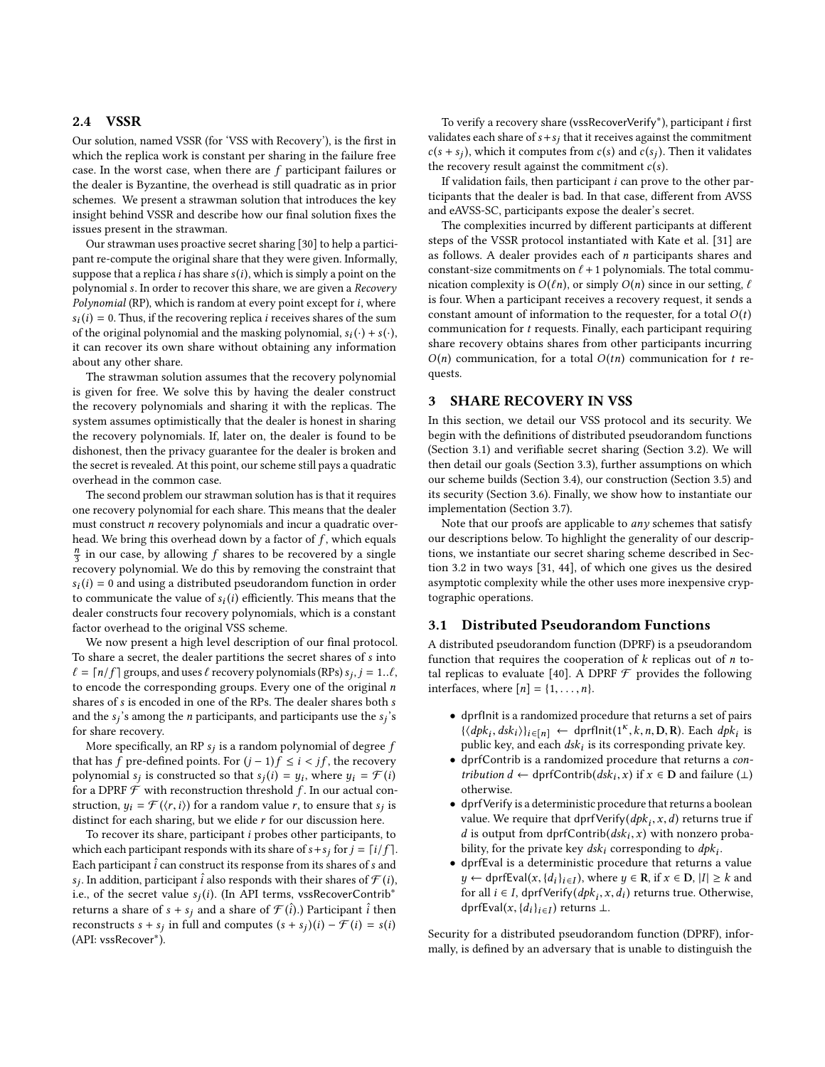## 2.4 VSSR

Our solution, named VSSR (for 'VSS with Recovery'), is the first in which the replica work is constant per sharing in the failure free case. In the worst case, when there are $f$ participant failures or the dealer is Byzantine, the overhead is still quadratic as in prior schemes. We present a strawman solution that introduces the key insight behind VSSR and describe how our final solution fixes the issues present in the strawman.

Our strawman uses proactive secret sharing [30] to help a participant re-compute the original share that they were given. Informally, suppose that a replica $i$ has share $s(i)$, which is simply a point on the polynomial $s$. In order to recover this share, we are given a *Recovery Polynomial* (RP), which is random at every point except for $i$, where $s_i(i) = 0$. Thus, if the recovering replica $i$ receives shares of the sum of the original polynomial and the masking polynomial, $s_i(\cdot) + s(\cdot)$, it can recover its own share without obtaining any information about any other share.

The strawman solution assumes that the recovery polynomial is given for free. We solve this by having the dealer construct the recovery polynomials and sharing it with the replicas. The system assumes optimistically that the dealer is honest in sharing the recovery polynomials. If, later on, the dealer is found to be dishonest, then the privacy guarantee for the dealer is broken and the secret is revealed. At this point, our scheme still pays a quadratic overhead in the common case.

The second problem our strawman solution has is that it requires one recovery polynomial for each share. This means that the dealer must construct $n$ recovery polynomials and incur a quadratic overhead. We bring this overhead down by a factor of $f$, which equals $\frac{n}{3}$ in our case, by allowing $f$ shares to be recovered by a single recovery polynomial. We do this by removing the constraint that $s_i(i) = 0$ and using a distributed pseudorandom function in order to communicate the value of $s_i(i)$ efficiently. This means that the dealer constructs four recovery polynomials, which is a constant factor overhead to the original VSS scheme.

We now present a high level description of our final protocol. To share a secret, the dealer partitions the secret shares of $s$ into $\ell = \lceil n/f \rceil$ groups, and uses $\ell$ recovery polynomials (RPs) $s_j, j = 1..\ell$, to encode the corresponding groups. Every one of the original $n$ shares of $s$ is encoded in one of the RPs. The dealer shares both $s$ and the $s_j$'s among the $n$ participants, and participants use the $s_j$'s for share recovery.

More specifically, an RP $s_j$ is a random polynomial of degree $f$ that has $f$ pre-defined points. For $(j-1)f \leq i < jf$, the recovery polynomial $s_j$ is constructed so that $s_j(i) = y_i$, where $y_i = \mathcal{F}(i)$ for a DPRF $\mathcal{F}$ with reconstruction threshold $f$. In our actual construction, $y_i = \mathcal{F}(\langle r, i \rangle)$ for a random value $r$, to ensure that $s_j$ is distinct for each sharing, but we elide $r$ for our discussion here.

To recover its share, participant $i$ probes other participants, to which each participant responds with its share of $s + s_j$ for $j = \lceil i/f \rceil$. Each participant $\hat{i}$ can construct its response from its shares of $s$ and $s_j$. In addition, participant $\hat{i}$ also responds with their shares of $\mathcal{F}(i)$, i.e., of the secret value $s_j(i)$. (In API terms, vssRecoverContrib* returns a share of $s + s_j$ and a share of $\mathcal{F}(\hat{i})$.) Participant $\hat{i}$ then reconstructs $s + s_j$ in full and computes $(s + s_j)(i) - \mathcal{F}(i) = s(i)$ (API: vssRecover*).

To verify a recovery share (vssRecoverVerify*), participant $i$ first validates each share of $s + s_j$ that it receives against the commitment $c(s + s_j)$, which it computes from $c(s)$ and $c(s_j)$. Then it validates the recovery result against the commitment $c(s)$.

If validation fails, then participant $i$ can prove to the other participants that the dealer is bad. In that case, different from AVSS and eAVSS-SC, participants expose the dealer's secret.

The complexities incurred by different participants at different steps of the VSSR protocol instantiated with Kate et al. [31] are as follows. A dealer provides each of $n$ participants shares and constant-size commitments on $\ell + 1$ polynomials. The total communication complexity is $O(\ell n)$, or simply $O(n)$ since in our setting, $\ell$ is four. When a participant receives a recovery request, it sends a constant amount of information to the requester, for a total $O(t)$ communication for $t$ requests. Finally, each participant requiring share recovery obtains shares from other participants incurring $O(n)$ communication, for a total $O(tn)$ communication for $t$ requests.

# 3 SHARE RECOVERY IN VSS

In this section, we detail our VSS protocol and its security. We begin with the definitions of distributed pseudorandom functions (Section 3.1) and verifiable secret sharing (Section 3.2). We will then detail our goals (Section 3.3), further assumptions on which our scheme builds (Section 3.4), our construction (Section 3.5) and its security (Section 3.6). Finally, we show how to instantiate our implementation (Section 3.7).

Note that our proofs are applicable to *any* schemes that satisfy our descriptions below. To highlight the generality of our descriptions, we instantiate our secret sharing scheme described in Section 3.2 in two ways [31, 44], of which one gives us the desired asymptotic complexity while the other uses more inexpensive cryptographic operations.

## 3.1 Distributed Pseudorandom Functions

A distributed pseudorandom function (DPRF) is a pseudorandom function that requires the cooperation of $k$ replicas out of $n$ total replicas to evaluate [40]. A DPRF $\mathcal{F}$ provides the following interfaces, where $[n] = \{1, \ldots, n\}$.

- dprfInit is a randomized procedure that returns a set of pairs $\{\langle dpk_i, dsk_i \rangle\}_{i \in [n]} \leftarrow \text{dprfInit}(1^\kappa, k, n, \mathbf{D}, \mathbf{R})$. Each $dpk_i$ is public key, and each $dsk_i$ is its corresponding private key.
- dprfContrib is a randomized procedure that returns a *contribution* $d \leftarrow \text{dprfContrib}(dsk_i, x)$ if $x \in \mathbf{D}$ and failure ($\perp$) otherwise.
- dprfVerify is a deterministic procedure that returns a boolean value. We require that $\text{dprfVerify}(dpk_i, x, d)$ returns true if $d$ is output from $\text{dprfContrib}(dsk_i, x)$ with nonzero probability, for the private key $dsk_i$ corresponding to $dpk_i$.
- dprfEval is a deterministic procedure that returns a value $y \leftarrow \text{dprfEval}(x, \{d_i\}_{i \in I})$, where $y \in \mathbf{R}$, if $x \in \mathbf{D}$, $|I| \geq k$ and for all $i \in I$, $\text{dprfVerify}(dpk_i, x, d_i)$ returns true. Otherwise, $\text{dprfEval}(x, \{d_i\}_{i \in I})$ returns $\perp$.

Security for a distributed pseudorandom function (DPRF), informally, is defined by an adversary that is unable to distinguish the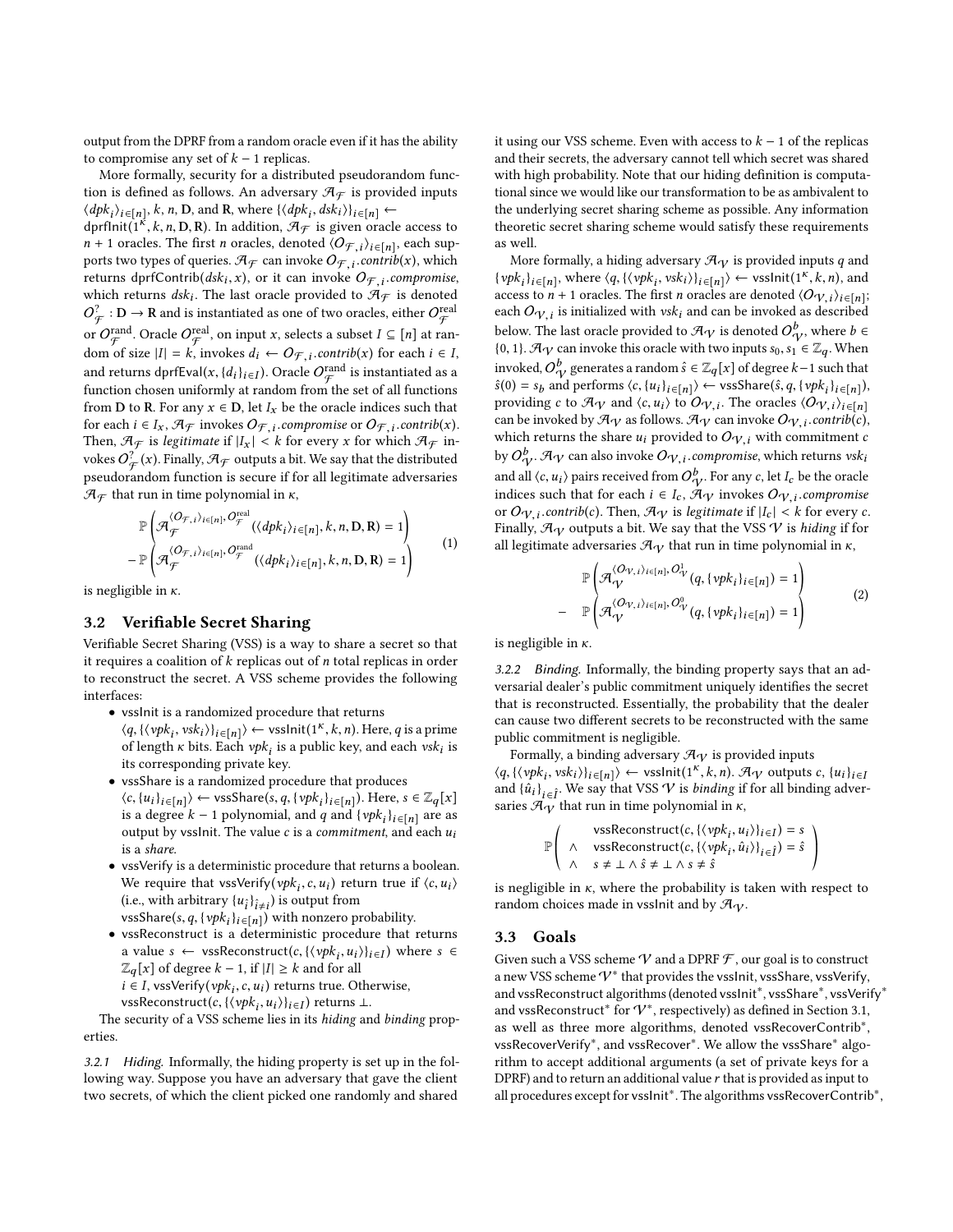output from the DPRF from a random oracle even if it has the ability to compromise any set of $k-1$ replicas.

More formally, security for a distributed pseudorandom function is defined as follows. An adversary $\mathcal{A}_\mathcal{F}$ is provided inputs $\langle dpk_i \rangle_{i\in[n]}$, $k$, $n$, $\mathbf{D}$, and $\mathbf{R}$, where $\{\langle dpk_i, dsk_i\rangle\}_{i\in[n]} \leftarrow$ dprfInit$(1^\kappa, k, n, \mathbf{D}, \mathbf{R})$. In addition, $\mathcal{A}_\mathcal{F}$ is given oracle access to $n+1$ oracles. The first $n$ oracles, denoted $\langle O_{\mathcal{F},i}\rangle_{i\in[n]}$, each supports two types of queries. $\mathcal{A}_\mathcal{F}$ can invoke $O_{\mathcal{F},i}.contrib(x)$, which returns dprfContrib$(dsk_i, x)$, or it can invoke $O_{\mathcal{F},i}.compromise$, which returns $dsk_i$. The last oracle provided to $\mathcal{A}_\mathcal{F}$ is denoted $O^?_\mathcal{F} : \mathbf{D} \to \mathbf{R}$ and is instantiated as one of two oracles, either $O^{\text{real}}_\mathcal{F}$ or $O^{\text{rand}}_\mathcal{F}$. Oracle $O^{\text{real}}_\mathcal{F}$, on input $x$, selects a subset $I \subseteq [n]$ at random of size $|I| = k$, invokes $d_i \leftarrow O_{\mathcal{F},i}.contrib(x)$ for each $i \in I$, and returns dprfEval$(x, \{d_i\}_{i\in I})$. Oracle $O^{\text{rand}}_\mathcal{F}$ is instantiated as a function chosen uniformly at random from the set of all functions from $\mathbf{D}$ to $\mathbf{R}$. For any $x \in \mathbf{D}$, let $I_x$ be the oracle indices such that for each $i \in I_x$, $\mathcal{A}_\mathcal{F}$ invokes $O_{\mathcal{F},i}.compromise$ or $O_{\mathcal{F},i}.contrib(x)$. Then, $\mathcal{A}_\mathcal{F}$ is *legitimate* if $|I_x| < k$ for every $x$ for which $\mathcal{A}_\mathcal{F}$ invokes $O^?_\mathcal{F}(x)$. Finally, $\mathcal{A}_\mathcal{F}$ outputs a bit. We say that the distributed pseudorandom function is secure if for all legitimate adversaries $\mathcal{A}_\mathcal{F}$ that run in time polynomial in $\kappa$,

$$
\begin{aligned}
&\mathbb{P}\left(\mathcal{A}_\mathcal{F}^{\langle O_{\mathcal{F},i}\rangle_{i\in[n]}, O^{\text{real}}_\mathcal{F}}(\langle dpk_i\rangle_{i\in[n]}, k, n, \mathbf{D}, \mathbf{R}) = 1\right) \\
-\ &\mathbb{P}\left(\mathcal{A}_\mathcal{F}^{\langle O_{\mathcal{F},i}\rangle_{i\in[n]}, O^{\text{rand}}_\mathcal{F}}(\langle dpk_i\rangle_{i\in[n]}, k, n, \mathbf{D}, \mathbf{R}) = 1\right)
\end{aligned} \tag{1}
$$

is negligible in $\kappa$.

## 3.2 Verifiable Secret Sharing

Verifiable Secret Sharing (VSS) is a way to share a secret so that it requires a coalition of $k$ replicas out of $n$ total replicas in order to reconstruct the secret. A VSS scheme provides the following interfaces:

- vssInit is a randomized procedure that returns $\langle q, \{\langle vpk_i, vsk_i\rangle\}_{i\in[n]}\rangle \leftarrow$ vssInit$(1^\kappa, k, n)$. Here, $q$ is a prime of length $\kappa$ bits. Each $vpk_i$ is a public key, and each $vsk_i$ is its corresponding private key.
- vssShare is a randomized procedure that produces $\langle c, \{u_i\}_{i\in[n]}\rangle \leftarrow$ vssShare$(s, q, \{vpk_i\}_{i\in[n]})$. Here, $s \in \mathbb{Z}_q[x]$ is a degree $k-1$ polynomial, and $q$ and $\{vpk_i\}_{i\in[n]}$ are as output by vssInit. The value $c$ is a *commitment*, and each $u_i$ is a *share*.
- vssVerify is a deterministic procedure that returns a boolean. We require that vssVerify$(vpk_i, c, u_i)$ return true if $\langle c, u_i\rangle$ (i.e., with arbitrary $\{u_{\hat{i}}\}_{\hat{i}\neq i}$) is output from vssShare$(s, q, \{vpk_i\}_{i\in[n]})$ with nonzero probability.
- vssReconstruct is a deterministic procedure that returns a value $s \leftarrow$ vssReconstruct$(c, \{\langle vpk_i, u_i\rangle\}_{i\in I})$ where $s \in \mathbb{Z}_q[x]$ of degree $k-1$, if $|I| \geq k$ and for all $i \in I$, vssVerify$(vpk_i, c, u_i)$ returns true. Otherwise, vssReconstruct$(c, \{\langle vpk_i, u_i\rangle\}_{i\in I})$ returns $\perp$.

The security of a VSS scheme lies in its *hiding* and *binding* properties.

#### 3.2.1 Hiding.

Informally, the hiding property is set up in the following way. Suppose you have an adversary that gave the client two secrets, of which the client picked one randomly and shared it using our VSS scheme. Even with access to $k-1$ of the replicas and their secrets, the adversary cannot tell which secret was shared with high probability. Note that our hiding definition is computational since we would like our transformation to be as ambivalent to the underlying secret sharing scheme as possible. Any information theoretic secret sharing scheme would satisfy these requirements as well.

More formally, a hiding adversary $\mathcal{A}_\mathcal{V}$ is provided inputs $q$ and $\{vpk_i\}_{i\in[n]}$, where $\langle q, \{\langle vpk_i, vsk_i\rangle\}_{i\in[n]}\rangle \leftarrow$ vssInit$(1^\kappa, k, n)$, and access to $n+1$ oracles. The first $n$ oracles are denoted $\langle O_{\mathcal{V},i}\rangle_{i\in[n]}$; each $O_{\mathcal{V},i}$ is initialized with $vsk_i$ and can be invoked as described below. The last oracle provided to $\mathcal{A}_\mathcal{V}$ is denoted $O^b_\mathcal{V}$, where $b \in \{0,1\}$. $\mathcal{A}_\mathcal{V}$ can invoke this oracle with two inputs $s_0, s_1 \in \mathbb{Z}_q$. When invoked, $O^b_\mathcal{V}$ generates a random $\hat{s} \in \mathbb{Z}_q[x]$ of degree $k-1$ such that $\hat{s}(0) = s_b$ and performs $\langle c, \{u_i\}_{i\in[n]}\rangle \leftarrow$ vssShare$(\hat{s}, q, \{vpk_i\}_{i\in[n]})$, providing $c$ to $\mathcal{A}_\mathcal{V}$ and $\langle c, u_i\rangle$ to $O_{\mathcal{V},i}$. The oracles $\langle O_{\mathcal{V},i}\rangle_{i\in[n]}$ can be invoked by $\mathcal{A}_\mathcal{V}$ as follows. $\mathcal{A}_\mathcal{V}$ can invoke $O_{\mathcal{V},i}.contrib(c)$, which returns the share $u_i$ provided to $O_{\mathcal{V},i}$ with commitment $c$ by $O^b_\mathcal{V}$. $\mathcal{A}_\mathcal{V}$ can also invoke $O_{\mathcal{V},i}.compromise$, which returns $vsk_i$ and all $\langle c, u_i\rangle$ pairs received from $O^b_\mathcal{V}$. For any $c$, let $I_c$ be the oracle indices such that for each $i \in I_c$, $\mathcal{A}_\mathcal{V}$ invokes $O_{\mathcal{V},i}.compromise$ or $O_{\mathcal{V},i}.contrib(c)$. Then, $\mathcal{A}_\mathcal{V}$ is *legitimate* if $|I_c| < k$ for every $c$. Finally, $\mathcal{A}_\mathcal{V}$ outputs a bit. We say that the VSS $\mathcal{V}$ is *hiding* if for all legitimate adversaries $\mathcal{A}_\mathcal{V}$ that run in time polynomial in $\kappa$,

$$
\begin{aligned}
&\mathbb{P}\left(\mathcal{A}_\mathcal{V}^{\langle O_{\mathcal{V},i}\rangle_{i\in[n]}, O^1_\mathcal{V}}(q, \{vpk_i\}_{i\in[n]}) = 1\right) \\
-\ &\mathbb{P}\left(\mathcal{A}_\mathcal{V}^{\langle O_{\mathcal{V},i}\rangle_{i\in[n]}, O^0_\mathcal{V}}(q, \{vpk_i\}_{i\in[n]}) = 1\right)
\end{aligned} \tag{2}
$$

is negligible in $\kappa$.

#### 3.2.2 Binding.

Informally, the binding property says that an adversarial dealer's public commitment uniquely identifies the secret that is reconstructed. Essentially, the probability that the dealer can cause two different secrets to be reconstructed with the same public commitment is negligible.

Formally, a binding adversary $\mathcal{A}_\mathcal{V}$ is provided inputs $\langle q, \{\langle vpk_i, vsk_i\rangle\}_{i\in[n]}\rangle \leftarrow$ vssInit$(1^\kappa, k, n)$. $\mathcal{A}_\mathcal{V}$ outputs $c$, $\{u_i\}_{i\in I}$ and $\{\hat{u}_i\}_{i\in\hat{I}}$. We say that VSS $\mathcal{V}$ is *binding* if for all binding adversaries $\mathcal{A}_\mathcal{V}$ that run in time polynomial in $\kappa$,

$$
\mathbb{P}\left(\begin{array}{ll} & \text{vssReconstruct}(c, \{\langle vpk_i, u_i\rangle\}_{i\in I}) = s \\ \wedge & \text{vssReconstruct}(c, \{\langle vpk_i, \hat{u}_i\rangle\}_{i\in\hat{I}}) = \hat{s} \\ \wedge & s \neq \perp \wedge \hat{s} \neq \perp \wedge s \neq \hat{s} \end{array}\right)
$$

is negligible in $\kappa$, where the probability is taken with respect to random choices made in vssInit and by $\mathcal{A}_\mathcal{V}$.

## 3.3 Goals

Given such a VSS scheme $\mathcal{V}$ and a DPRF $\mathcal{F}$, our goal is to construct a new VSS scheme $\mathcal{V}^*$ that provides the vssInit, vssShare, vssVerify, and vssReconstruct algorithms (denoted vssInit$^*$, vssShare$^*$, vssVerify$^*$ and vssReconstruct$^*$ for $\mathcal{V}^*$, respectively) as defined in Section 3.1, as well as three more algorithms, denoted vssRecoverContrib$^*$, vssRecoverVerify$^*$, and vssRecover$^*$. We allow the vssShare$^*$ algorithm to accept additional arguments (a set of private keys for a DPRF) and to return an additional value $r$ that is provided as input to all procedures except for vssInit$^*$. The algorithms vssRecoverContrib$^*$,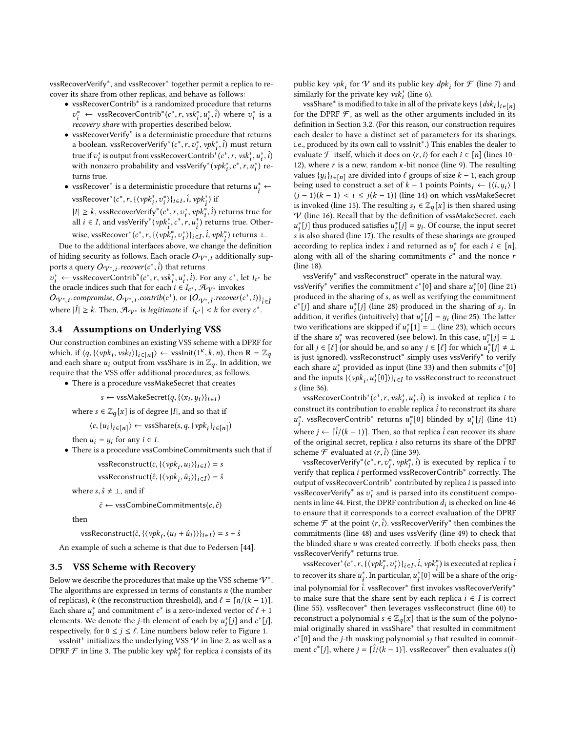vssRecoverVerify*, and vssRecover* together permit a replica to recover its share from other replicas, and behave as follows:

- vssRecoverContrib* is a randomized procedure that returns $v_i^* \leftarrow$ vssRecoverContrib*$(c^*, r, vsk_i^*, u_i^*, \hat{\imath})$ where $v_i^*$ is a *recovery share* with properties described below.
- vssRecoverVerify* is a deterministic procedure that returns a boolean. vssRecoverVerify*$(c^*, r, v_i^*, vpk_i^*, \hat{\imath})$ must return true if $v_i^*$ is output from vssRecoverContrib*$(c^*, r, vsk_i^*, u_i^*, \hat{\imath})$ with nonzero probability and vssVerify*$(vpk_i^*, c^*, r, u_i^*)$ returns true.
- vssRecover* is a deterministic procedure that returns $u_{\hat{\imath}}^* \leftarrow$ vssRecover*$(c^*, r, \{\langle vpk_i^*, v_i^*\rangle\}_{i \in I}, \hat{\imath}, vpk_{\hat{\imath}}^*)$ if $|I| \geq k$, vssRecoverVerify*$(c^*, r, v_i^*, vpk_i^*, \hat{\imath})$ returns true for all $i \in I$, and vssVerify*$(vpk_{\hat{\imath}}^*, c^*, r, u_{\hat{\imath}}^*)$ returns true. Otherwise, vssRecover*$(c^*, r, \{\langle vpk_i^*, v_i^*\rangle\}_{i \in I}, \hat{\imath}, vpk_{\hat{\imath}}^*)$ returns $\perp$.

Due to the additional interfaces above, we change the definition of hiding security as follows. Each oracle $\mathcal{O}_{\mathcal{V}^*,i}$ additionally supports a query $\mathcal{O}_{\mathcal{V}^*,i}.recover(c^*, \hat{\imath})$ that returns $v_i^* \leftarrow$ vssRecoverContrib*$(c^*, r, vsk_i^*, u_i^*, \hat{\imath})$. For any $c^*$, let $I_{c^*}$ be the oracle indices such that for each $i \in I_{c^*}$, $\mathcal{A}_{\mathcal{V}^*}$ invokes $\mathcal{O}_{\mathcal{V}^*,i}.compromise$, $\mathcal{O}_{\mathcal{V}^*,i}.contrib(c^*)$, or $\{\mathcal{O}_{\mathcal{V}^*,i}.recover(c^*, i)\}_{\hat{\imath} \in \hat{I}}$ where $|\hat{I}| \geq k$. Then, $\mathcal{A}_{\mathcal{V}^*}$ is *legitimate* if $|I_{c^*}| < k$ for every $c^*$.

### 3.4 Assumptions on Underlying VSS

Our construction combines an existing VSS scheme with a DPRF for which, if $\langle q, \{\langle vpk_i, vsk_i\rangle\}_{i \in [n]}\rangle \leftarrow$ vssInit$(1^\kappa, k, n)$, then $\mathbf{R} = \mathbb{Z}_q$ and each share $u_i$ output from vssShare is in $\mathbb{Z}_q$. In addition, we require that the VSS offer additional procedures, as follows.

- There is a procedure vssMakeSecret that creates

  $$s \leftarrow \text{vssMakeSecret}(q, \{\langle x_i, y_i\rangle\}_{i \in I})$$

  where $s \in \mathbb{Z}_q[x]$ is of degree $|I|$, and so that if

  $$\langle c, \{u_i\}_{i \in [n]}\rangle \leftarrow \text{vssShare}(s, q, \{vpk_i\}_{i \in [n]})$$

  then $u_i = y_i$ for any $i \in I$.
- There is a procedure vssCombineCommitments such that if

  $$\text{vssReconstruct}(c, \{\langle vpk_i, u_i\rangle\}_{i \in I}) = s$$
  $$\text{vssReconstruct}(\hat{c}, \{\langle vpk_i, \hat{u}_i\rangle\}_{i \in I}) = \hat{s}$$

  where $s, \hat{s} \neq \perp$, and if

  $$\check{c} \leftarrow \text{vssCombineCommitments}(c, \hat{c})$$

  then

  $$\text{vssReconstruct}(\check{c}, \{\langle vpk_i, (u_i + \hat{u}_i)\rangle\}_{i \in I}) = s + \hat{s}$$

An example of such a scheme is that due to Pedersen [44].

### 3.5 VSS Scheme with Recovery

Below we describe the procedures that make up the VSS scheme $\mathcal{V}^*$. The algorithms are expressed in terms of constants $n$ (the number of replicas), $k$ (the reconstruction threshold), and $\ell = \lceil n/(k-1) \rceil$. Each share $u_i^*$ and commitment $c^*$ is a zero-indexed vector of $\ell + 1$ elements. We denote the $j$-th element of each by $u_i^*[j]$ and $c^*[j]$, respectively, for $0 \leq j \leq \ell$. Line numbers below refer to Figure 1.

vssInit* initializes the underlying VSS $\mathcal{V}$ in line 2, as well as a DPRF $\mathcal{F}$ in line 3. The public key $vpk_i^*$ for replica $i$ consists of its public key $vpk_i$ for $\mathcal{V}$ and its public key $dpk_i$ for $\mathcal{F}$ (line 7) and similarly for the private key $vsk_i^*$ (line 6).

vssShare* is modified to take in all of the private keys $\{dsk_i\}_{i \in [n]}$ for the DPRF $\mathcal{F}$, as well as the other arguments included in its definition in Section 3.2. (For this reason, our construction requires each dealer to have a distinct set of parameters for its sharings, i.e., produced by its own call to vssInit*.) This enables the dealer to evaluate $\mathcal{F}$ itself, which it does on $\langle r, i\rangle$ for each $i \in [n]$ (lines 10–12), where $r$ is a new, random $\kappa$-bit nonce (line 9). The resulting values $\{y_i\}_{i \in [n]}$ are divided into $\ell$ groups of size $k-1$, each group being used to construct a set of $k-1$ points Points$_j \leftarrow \{\langle i, y_i\rangle \mid (j-1)(k-1) < i \leq j(k-1)\}$ (line 14) on which vssMakeSecret is invoked (line 15). The resulting $s_j \in \mathbb{Z}_q[x]$ is then shared using $\mathcal{V}$ (line 16). Recall that by the definition of vssMakeSecret, each $u_i^*[j]$ thus produced satisfies $u_i^*[j] = y_i$. Of course, the input secret $s$ is also shared (line 17). The results of these sharings are grouped according to replica index $i$ and returned as $u_i^*$ for each $i \in [n]$, along with all of the sharing commitments $c^*$ and the nonce $r$ (line 18).

vssVerify* and vssReconstruct* operate in the natural way. vssVerify* verifies the commitment $c^*[0]$ and share $u_i^*[0]$ (line 21) produced in the sharing of $s$, as well as verifying the commitment $c^*[j]$ and share $u_i^*[j]$ (line 28) produced in the sharing of $s_j$. In addition, it verifies (intuitively) that $u_i^*[j] = y_i$ (line 25). The latter two verifications are skipped if $u_i^*[1] = \perp$ (line 23), which occurs if the share $u_i^*$ was recovered (see below). In this case, $u_i^*[j] = \perp$ for all $j \in [\ell]$ (or should be, and so any $j \in [\ell]$ for which $u_i^*[j] \neq \perp$ is just ignored). vssReconstruct* simply uses vssVerify* to verify each share $u_i^*$ provided as input (line 33) and then submits $c^*[0]$ and the inputs $\{\langle vpk_i, u_i^*[0]\rangle\}_{i \in I}$ to vssReconstruct to reconstruct $s$ (line 36).

vssRecoverContrib*$(c^*, r, vsk_i^*, u_i^*, \hat{\imath})$ is invoked at replica $i$ to construct its contribution to enable replica $\hat{\imath}$ to reconstruct its share $u_{\hat{\imath}}^*$. vssRecoverContrib* returns $u_i^*[0]$ blinded by $u_i^*[j]$ (line 41) where $j \leftarrow \lceil \hat{\imath}/(k-1) \rceil$. Then, so that replica $\hat{\imath}$ can recover its share of the original secret, replica $i$ also returns its share of the DPRF scheme $\mathcal{F}$ evaluated at $\langle r, \hat{\imath}\rangle$ (line 39).

vssRecoverVerify*$(c^*, r, v_i^*, vpk_i^*, \hat{\imath})$ is executed by replica $\hat{\imath}$ to verify that replica $i$ performed vssRecoverContrib* correctly. The output of vssRecoverContrib* contributed by replica $i$ is passed into vssRecoverVerify* as $v_i^*$ and is parsed into its constituent components in line 44. First, the DPRF contribution $d_i$ is checked on line 46 to ensure that it corresponds to a correct evaluation of the DPRF scheme $\mathcal{F}$ at the point $\langle r, \hat{\imath}\rangle$. vssRecoverVerify* then combines the commitments (line 48) and uses vssVerify (line 49) to check that the blinded share $u$ was created correctly. If both checks pass, then vssRecoverVerify* returns true.

vssRecover*$(c^*, r, \{\langle vpk_i^*, v_i^*\rangle\}_{i \in I}, \hat{\imath}, vpk_{\hat{\imath}}^*)$ is executed at replica $\hat{\imath}$ to recover its share $u_{\hat{\imath}}^*$. In particular, $u_{\hat{\imath}}^*[0]$ will be a share of the original polynomial for $\hat{\imath}$. vssRecover* first invokes vssRecoverVerify* to make sure that the share sent by each replica $i \in I$ is correct (line 55). vssRecover* then leverages vssReconstruct (line 60) to reconstruct a polynomial $s \in \mathbb{Z}_q[x]$ that is the sum of the polynomial originally shared in vssShare* that resulted in commitment $c^*[0]$ and the $j$-th masking polynomial $s_j$ that resulted in commitment $c^*[j]$, where $j = \lceil \hat{\imath}/(k-1) \rceil$. vssRecover* then evaluates $s(\hat{\imath})$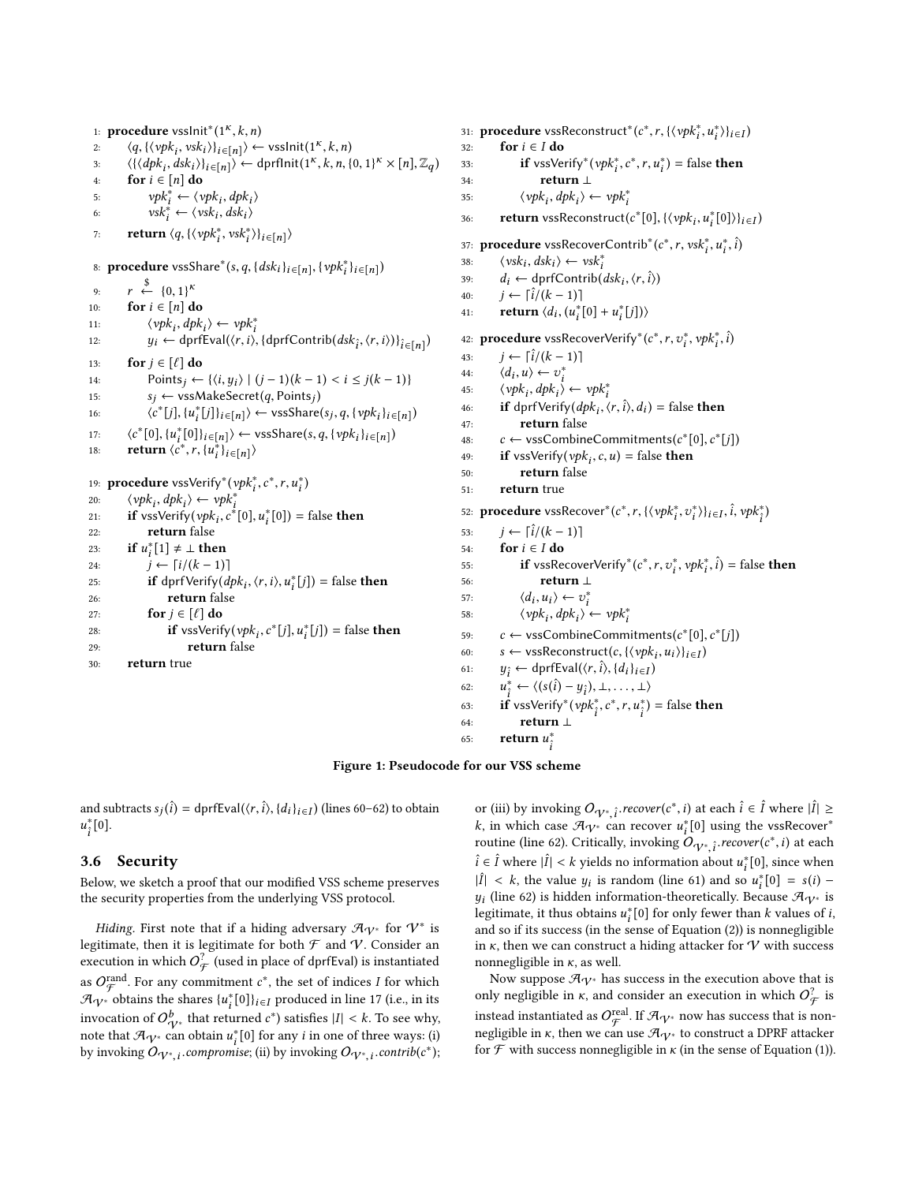```
1:  procedure vssInit*(1^κ, k, n)
2:      ⟨q, {⟨vpk_i, vsk_i⟩}_{i∈[n]}⟩ ← vssInit(1^κ, k, n)
3:      ⟨{⟨dpk_i, dsk_i⟩}_{i∈[n]}⟩ ← dprfInit(1^κ, k, n, {0,1}^κ × [n], Z_q)
4:      for i ∈ [n] do
5:          vpk*_i ← ⟨vpk_i, dpk_i⟩
6:          vsk*_i ← ⟨vsk_i, dsk_i⟩
7:      return ⟨q, {⟨vpk*_i, vsk*_i⟩}_{i∈[n]}⟩

8:  procedure vssShare*(s, q, {dsk_i}_{i∈[n]}, {vpk*_i}_{i∈[n]})
9:      r ←$ {0,1}^κ
10:     for i ∈ [n] do
11:         ⟨vpk_i, dpk_i⟩ ← vpk*_i
12:         y_i ← dprfEval(⟨r, i⟩, {dprfContrib(dsk_î, ⟨r, i⟩)}_{î∈[n]})
13:     for j ∈ [ℓ] do
14:         Points_j ← {⟨i, y_i⟩ | (j−1)(k−1) < i ≤ j(k−1)}
15:         s_j ← vssMakeSecret(q, Points_j)
16:         ⟨c*[j], {u*_i[j]}_{i∈[n]}⟩ ← vssShare(s_j, q, {vpk_i}_{i∈[n]})
17:     ⟨c*[0], {u*_i[0]}_{i∈[n]}⟩ ← vssShare(s, q, {vpk_i}_{i∈[n]})
18:     return ⟨c*, r, {u*_i}_{i∈[n]}⟩

19: procedure vssVerify*(vpk*_i, c*, r, u*_i)
20:     ⟨vpk_i, dpk_i⟩ ← vpk*_i
21:     if vssVerify(vpk_i, c*[0], u*_i[0]) = false then
22:         return false
23:     if u*_i[1] ≠ ⊥ then
24:         j ← ⌈i/(k−1)⌉
25:         if dprfVerify(dpk_i, ⟨r, i⟩, u*_i[j]) = false then
26:             return false
27:         for j ∈ [ℓ] do
28:             if vssVerify(vpk_i, c*[j], u*_i[j]) = false then
29:                 return false
30:     return true

31: procedure vssReconstruct*(c*, r, {⟨vpk*_i, u*_i⟩}_{i∈I})
32:     for i ∈ I do
33:         if vssVerify*(vpk*_i, c*, r, u*_i) = false then
34:             return ⊥
35:         ⟨vpk_i, dpk_i⟩ ← vpk*_i
36:     return vssReconstruct(c*[0], {⟨vpk_i, u*_i[0]⟩}_{i∈I})

37: procedure vssRecoverContrib*(c*, r, vsk*_i, u*_i, î)
38:     ⟨vsk_i, dsk_i⟩ ← vsk*_i
39:     d_i ← dprfContrib(dsk_i, ⟨r, î⟩)
40:     j ← ⌈î/(k−1)⌉
41:     return ⟨d_i, (u*_i[0] + u*_i[j])⟩

42: procedure vssRecoverVerify*(c*, r, v*_i, vpk*_i, î)
43:     j ← ⌈î/(k−1)⌉
44:     ⟨d_i, u⟩ ← v*_i
45:     ⟨vpk_i, dpk_i⟩ ← vpk*_i
46:     if dprfVerify(dpk_i, ⟨r, î⟩, d_i) = false then
47:         return false
48:     c ← vssCombineCommitments(c*[0], c*[j])
49:     if vssVerify(vpk_i, c, u) = false then
50:         return false
51:     return true

52: procedure vssRecover*(c*, r, {⟨vpk*_i, v*_i⟩}_{i∈I}, î, vpk*_î)
53:     j ← ⌈î/(k−1)⌉
54:     for i ∈ I do
55:         if vssRecoverVerify*(c*, r, v*_i, vpk*_i, î) = false then
56:             return ⊥
57:         ⟨d_i, u_i⟩ ← v*_i
58:         ⟨vpk_i, dpk_i⟩ ← vpk*_i
59:     c ← vssCombineCommitments(c*[0], c*[j])
60:     s ← vssReconstruct(c, {⟨vpk_i, u_i⟩}_{i∈I})
61:     y_î ← dprfEval(⟨r, î⟩, {d_i}_{i∈I})
62:     u*_î ← ⟨(s(î) − y_î), ⊥, ..., ⊥⟩
63:     if vssVerify*(vpk*_î, c*, r, u*_î) = false then
64:         return ⊥
65:     return u*_î
```

**Figure 1: Pseudocode for our VSS scheme**

and subtracts $s_j(\hat{i}) = \text{dprfEval}(\langle r, \hat{i}\rangle, \{d_i\}_{i\in I})$ (lines 60–62) to obtain $u^*_{\hat{i}}[0]$.

### 3.6 Security

Below, we sketch a proof that our modified VSS scheme preserves the security properties from the underlying VSS protocol.

*Hiding.* First note that if a hiding adversary $\mathcal{A}_{\mathcal{V}^*}$ for $\mathcal{V}^*$ is legitimate, then it is legitimate for both $\mathcal{F}$ and $\mathcal{V}$. Consider an execution in which $O^{?}_{\mathcal{F}}$ (used in place of dprfEval) is instantiated as $O^{\text{rand}}_{\mathcal{F}}$. For any commitment $c^*$, the set of indices $I$ for which $\mathcal{A}_{\mathcal{V}^*}$ obtains the shares $\{u^*_i[0]\}_{i\in I}$ produced in line 17 (i.e., in its invocation of $O^{b}_{\mathcal{V}^*}$ that returned $c^*$) satisfies $|I| < k$. To see why, note that $\mathcal{A}_{\mathcal{V}^*}$ can obtain $u^*_i[0]$ for any $i$ in one of three ways: (i) by invoking $O_{\mathcal{V}^*,i}.compromise$; (ii) by invoking $O_{\mathcal{V}^*,i}.contrib(c^*)$; or (iii) by invoking $O_{\mathcal{V}^*,\hat{i}}.recover(c^*, i)$ at each $\hat{i} \in \hat{I}$ where $|\hat{I}| \geq k$, in which case $\mathcal{A}_{\mathcal{V}^*}$ can recover $u^*_i[0]$ using the vssRecover* routine (line 62). Critically, invoking $O_{\mathcal{V}^*,\hat{i}}.recover(c^*, i)$ at each $\hat{i} \in \hat{I}$ where $|\hat{I}| < k$ yields no information about $u^*_i[0]$, since when $|\hat{I}| < k$, the value $y_i$ is random (line 61) and so $u^*_i[0] = s(i) - y_i$ (line 62) is hidden information-theoretically. Because $\mathcal{A}_{\mathcal{V}^*}$ is legitimate, it thus obtains $u^*_i[0]$ for only fewer than $k$ values of $i$, and so if its success (in the sense of Equation (2)) is nonnegligible in $\kappa$, then we can construct a hiding attacker for $\mathcal{V}$ with success nonnegligible in $\kappa$, as well.

Now suppose $\mathcal{A}_{\mathcal{V}^*}$ has success in the execution above that is only negligible in $\kappa$, and consider an execution in which $O^{?}_{\mathcal{F}}$ is instead instantiated as $O^{\text{real}}_{\mathcal{F}}$. If $\mathcal{A}_{\mathcal{V}^*}$ now has success that is nonnegligible in $\kappa$, then we can use $\mathcal{A}_{\mathcal{V}^*}$ to construct a DPRF attacker for $\mathcal{F}$ with success nonnegligible in $\kappa$ (in the sense of Equation (1)).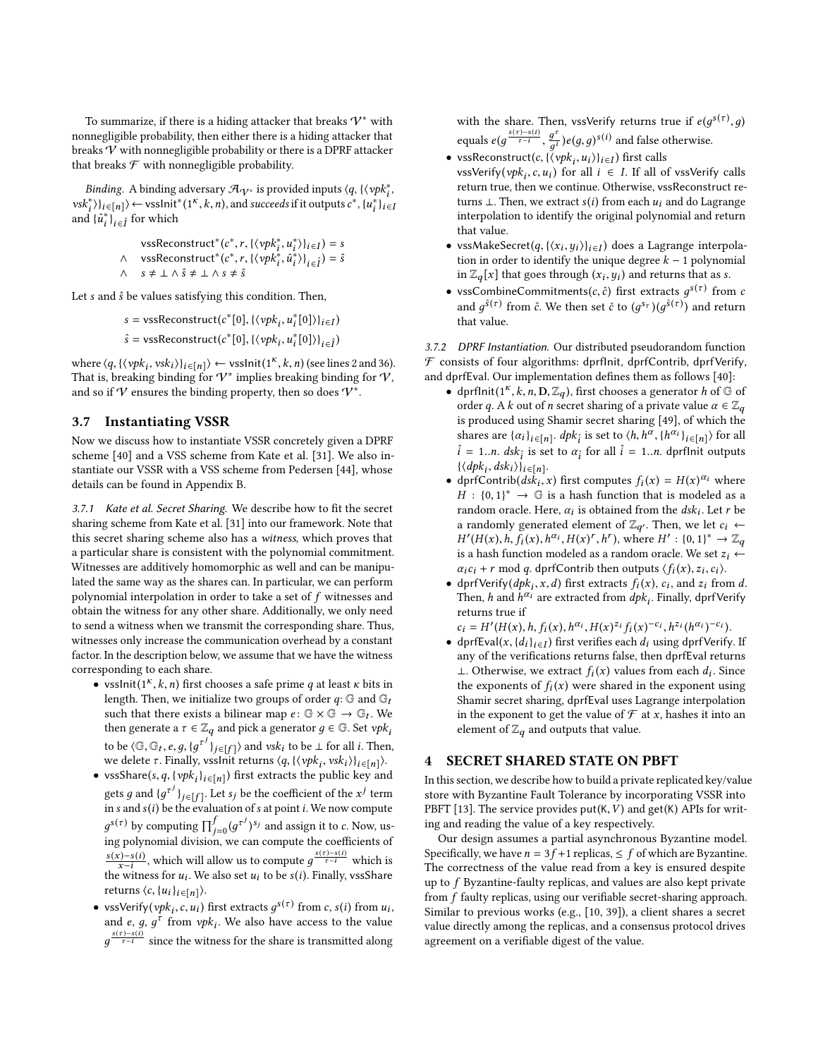To summarize, if there is a hiding attacker that breaks $\mathcal{V}^*$ with nonnegligible probability, then either there is a hiding attacker that breaks $\mathcal{V}$ with nonnegligible probability or there is a DPRF attacker that breaks $\mathcal{F}$ with nonnegligible probability.

*Binding.* A binding adversary $\mathcal{A}_{\mathcal{V}^*}$ is provided inputs $\langle q, \{\langle vpk_i^*, vsk_i^*\rangle\}_{i\in[n]}\rangle \leftarrow \mathsf{vssInit}^*(1^\kappa, k, n)$, and *succeeds* if it outputs $c^*$, $\{u_i^*\}_{i\in I}$ and $\{\hat{u}_i^*\}_{i\in\hat{I}}$ for which

$$\begin{aligned}
& \mathsf{vssReconstruct}^*(c^*, r, \{\langle vpk_i^*, u_i^*\rangle\}_{i\in I}) = s \\
\wedge \quad & \mathsf{vssReconstruct}^*(c^*, r, \{\langle vpk_i^*, \hat{u}_i^*\rangle\}_{i\in\hat{I}}) = \hat{s} \\
\wedge \quad & s \neq \bot \wedge \hat{s} \neq \bot \wedge s \neq \hat{s}
\end{aligned}$$

Let $s$ and $\hat{s}$ be values satisfying this condition. Then,

$$s = \mathsf{vssReconstruct}(c^*[0], \{\langle vpk_i, u_i^*[0]\rangle\}_{i\in I})$$

$$\hat{s} = \mathsf{vssReconstruct}(c^*[0], \{\langle vpk_i, u_i^*[0]\rangle\}_{i\in\hat{I}})$$

where $\langle q, \{\langle vpk_i, vsk_i\rangle\}_{i\in[n]}\rangle \leftarrow \mathsf{vssInit}(1^\kappa, k, n)$ (see lines 2 and 36). That is, breaking binding for $\mathcal{V}^*$ implies breaking binding for $\mathcal{V}$, and so if $\mathcal{V}$ ensures the binding property, then so does $\mathcal{V}^*$.

## 3.7 Instantiating VSSR

Now we discuss how to instantiate VSSR concretely given a DPRF scheme [40] and a VSS scheme from Kate et al. [31]. We also instantiate our VSSR with a VSS scheme from Pedersen [44], whose details can be found in Appendix B.

### 3.7.1 Kate et al. Secret Sharing.

We describe how to fit the secret sharing scheme from Kate et al. [31] into our framework. Note that this secret sharing scheme also has a *witness*, which proves that a particular share is consistent with the polynomial commitment. Witnesses are additively homomorphic as well and can be manipulated the same way as the shares can. In particular, we can perform polynomial interpolation in order to take a set of $f$ witnesses and obtain the witness for any other share. Additionally, we only need to send a witness when we transmit the corresponding share. Thus, witnesses only increase the communication overhead by a constant factor. In the description below, we assume that we have the witness corresponding to each share.

- $\mathsf{vssInit}(1^\kappa, k, n)$ first chooses a safe prime $q$ at least $\kappa$ bits in length. Then, we initialize two groups of order $q$: $\mathbb{G}$ and $\mathbb{G}_t$ such that there exists a bilinear map $e\colon \mathbb{G}\times\mathbb{G}\to\mathbb{G}_t$. We then generate a $\tau \in \mathbb{Z}_q$ and pick a generator $g \in \mathbb{G}$. Set $vpk_i$ to be $\langle \mathbb{G}, \mathbb{G}_t, e, g, \{g^{\tau^j}\}_{j\in[f]}\rangle$ and $vsk_i$ to be $\bot$ for all $i$. Then, we delete $\tau$. Finally, vssInit returns $\langle q, \{\langle vpk_i, vsk_i\rangle\}_{i\in[n]}\rangle$.
- $\mathsf{vssShare}(s, q, \{vpk_i\}_{i\in[n]})$ first extracts the public key and gets $g$ and $\{g^{\tau^j}\}_{j\in[f]}$. Let $s_j$ be the coefficient of the $x^j$ term in $s$ and $s(i)$ be the evaluation of $s$ at point $i$. We now compute $g^{s(\tau)}$ by computing $\prod_{j=0}^{f}(g^{\tau^j})^{s_j}$ and assign it to $c$. Now, using polynomial division, we can compute the coefficients of $\frac{s(x)-s(i)}{x-i}$, which will allow us to compute $g^{\frac{s(\tau)-s(i)}{\tau-i}}$ which is the witness for $u_i$. We also set $u_i$ to be $s(i)$. Finally, vssShare returns $\langle c, \{u_i\}_{i\in[n]}\rangle$.
- $\mathsf{vssVerify}(vpk_i, c, u_i)$ first extracts $g^{s(\tau)}$ from $c$, $s(i)$ from $u_i$, and $e$, $g$, $g^\tau$ from $vpk_i$. We also have access to the value $g^{\frac{s(\tau)-s(i)}{\tau-i}}$ since the witness for the share is transmitted along with the share. Then, vssVerify returns true if $e(g^{s(\tau)}, g)$ equals $e(g^{\frac{s(\tau)-s(i)}{\tau-i}}, \frac{g^\tau}{g^i})e(g,g)^{s(i)}$ and false otherwise.
- $\mathsf{vssReconstruct}(c, \{\langle vpk_i, u_i\rangle\}_{i\in I})$ first calls $\mathsf{vssVerify}(vpk_i, c, u_i)$ for all $i \in I$. If all of vssVerify calls return true, then we continue. Otherwise, vssReconstruct returns $\bot$. Then, we extract $s(i)$ from each $u_i$ and do Lagrange interpolation to identify the original polynomial and return that value.
- $\mathsf{vssMakeSecret}(q, \{\langle x_i, y_i\rangle\}_{i\in I})$ does a Lagrange interpolation in order to identify the unique degree $k-1$ polynomial in $\mathbb{Z}_q[x]$ that goes through $(x_i, y_i)$ and returns that as $s$.
- $\mathsf{vssCombineCommitments}(c, \hat{c})$ first extracts $g^{s(\tau)}$ from $c$ and $g^{\hat{s}(\tau)}$ from $\hat{c}$. We then set $\check{c}$ to $(g^{s_\tau})(g^{\hat{s}(\tau)})$ and return that value.

### 3.7.2 DPRF Instantiation.

Our distributed pseudorandom function $\mathcal{F}$ consists of four algorithms: dprfInit, dprfContrib, dprfVerify, and dprfEval. Our implementation defines them as follows [40]:

- $\mathsf{dprfInit}(1^\kappa, k, n, \mathbf{D}, \mathbb{Z}_q)$, first chooses a generator $h$ of $\mathbb{G}$ of order $q$. A $k$ out of $n$ secret sharing of a private value $\alpha \in \mathbb{Z}_q$ is produced using Shamir secret sharing [49], of which the shares are $\{\alpha_i\}_{i\in[n]}$. $dpk_{\hat{i}}$ is set to $\langle h, h^\alpha, \{h^{\alpha_i}\}_{i\in[n]}\rangle$ for all $\hat{i} = 1..n$. $dsk_{\hat{i}}$ is set to $\alpha_{\hat{i}}$ for all $\hat{i} = 1..n$. dprfInit outputs $\{\langle dpk_i, dsk_i\rangle\}_{i\in[n]}$.
- $\mathsf{dprfContrib}(dsk_i, x)$ first computes $f_i(x) = H(x)^{\alpha_i}$ where $H: \{0,1\}^* \to \mathbb{G}$ is a hash function that is modeled as a random oracle. Here, $\alpha_i$ is obtained from the $dsk_i$. Let $r$ be a randomly generated element of $\mathbb{Z}_{q'}$. Then, we let $c_i \leftarrow H'(H(x), h, f_i(x), h^{\alpha_i}, H(x)^r, h^r)$, where $H': \{0,1\}^* \to \mathbb{Z}_q$ is a hash function modeled as a random oracle. We set $z_i \leftarrow \alpha_i c_i + r \bmod q$. dprfContrib then outputs $\langle f_i(x), z_i, c_i\rangle$.
- $\mathsf{dprfVerify}(dpk_i, x, d)$ first extracts $f_i(x)$, $c_i$, and $z_i$ from $d$. Then, $h$ and $h^{\alpha_i}$ are extracted from $dpk_i$. Finally, dprfVerify returns true if
  $c_i = H'(H(x), h, f_i(x), h^{\alpha_i}, H(x)^{z_i} f_i(x)^{-c_i}, h^{z_i}(h^{\alpha_i})^{-c_i})$.
- $\mathsf{dprfEval}(x, \{d_i\}_{i\in I})$ first verifies each $d_i$ using dprfVerify. If any of the verifications returns false, then dprfEval returns $\bot$. Otherwise, we extract $f_i(x)$ values from each $d_i$. Since the exponents of $f_i(x)$ were shared in the exponent using Shamir secret sharing, dprfEval uses Lagrange interpolation in the exponent to get the value of $\mathcal{F}$ at $x$, hashes it into an element of $\mathbb{Z}_q$ and outputs that value.

# 4 SECRET SHARED STATE ON PBFT

In this section, we describe how to build a private replicated key/value store with Byzantine Fault Tolerance by incorporating VSSR into PBFT [13]. The service provides put(K, V) and get(K) APIs for writing and reading the value of a key respectively.

Our design assumes a partial asynchronous Byzantine model. Specifically, we have $n = 3f+1$ replicas, $\leq f$ of which are Byzantine. The correctness of the value read from a key is ensured despite up to $f$ Byzantine-faulty replicas, and values are also kept private from $f$ faulty replicas, using our verifiable secret-sharing approach. Similar to previous works (e.g., [10, 39]), a client shares a secret value directly among the replicas, and a consensus protocol drives agreement on a verifiable digest of the value.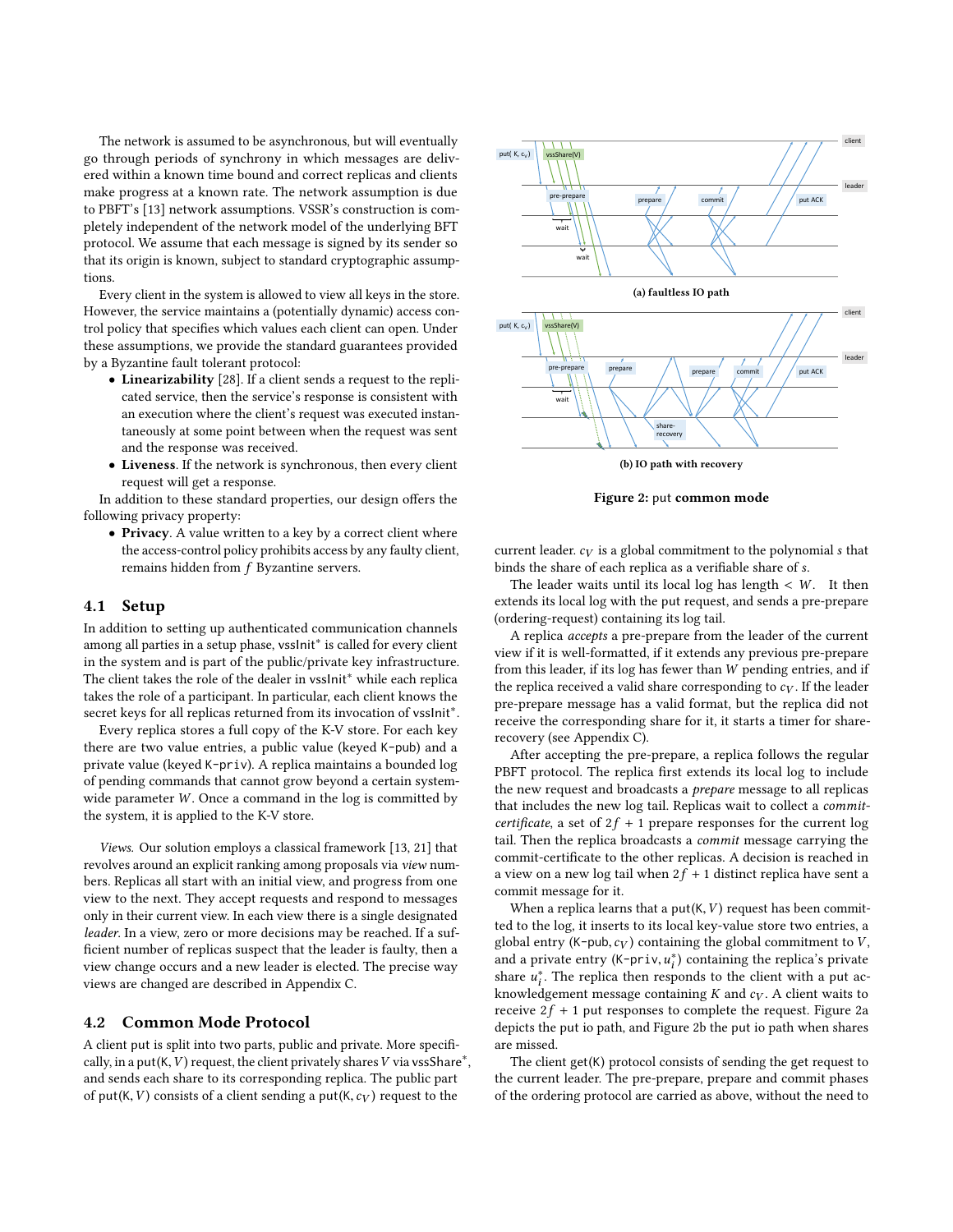The network is assumed to be asynchronous, but will eventually go through periods of synchrony in which messages are delivered within a known time bound and correct replicas and clients make progress at a known rate. The network assumption is due to PBFT's [13] network assumptions. VSSR's construction is completely independent of the network model of the underlying BFT protocol. We assume that each message is signed by its sender so that its origin is known, subject to standard cryptographic assumptions.

Every client in the system is allowed to view all keys in the store. However, the service maintains a (potentially dynamic) access control policy that specifies which values each client can open. Under these assumptions, we provide the standard guarantees provided by a Byzantine fault tolerant protocol:

- **Linearizability** [28]. If a client sends a request to the replicated service, then the service's response is consistent with an execution where the client's request was executed instantaneously at some point between when the request was sent and the response was received.
- **Liveness**. If the network is synchronous, then every client request will get a response.

In addition to these standard properties, our design offers the following privacy property:

- **Privacy**. A value written to a key by a correct client where the access-control policy prohibits access by any faulty client, remains hidden from $f$ Byzantine servers.

## 4.1 Setup

In addition to setting up authenticated communication channels among all parties in a setup phase, vssInit$^*$ is called for every client in the system and is part of the public/private key infrastructure. The client takes the role of the dealer in vssInit$^*$ while each replica takes the role of a participant. In particular, each client knows the secret keys for all replicas returned from its invocation of vssInit$^*$.

Every replica stores a full copy of the K-V store. For each key there are two value entries, a public value (keyed K-pub) and a private value (keyed K-priv). A replica maintains a bounded log of pending commands that cannot grow beyond a certain system-wide parameter $W$. Once a command in the log is committed by the system, it is applied to the K-V store.

*Views.* Our solution employs a classical framework [13, 21] that revolves around an explicit ranking among proposals via *view* numbers. Replicas all start with an initial view, and progress from one view to the next. They accept requests and respond to messages only in their current view. In each view there is a single designated *leader*. In a view, zero or more decisions may be reached. If a sufficient number of replicas suspect that the leader is faulty, then a view change occurs and a new leader is elected. The precise way views are changed are described in Appendix C.

## 4.2 Common Mode Protocol

A client put is split into two parts, public and private. More specifically, in a put(K, $V$) request, the client privately shares $V$ via vssShare$^*$, and sends each share to its corresponding replica. The public part of put(K, $V$) consists of a client sending a put(K, $c_V$) request to the current leader. $c_V$ is a global commitment to the polynomial $s$ that binds the share of each replica as a verifiable share of $s$.

put( K, c_V )
vssShare(V)
pre-prepare
prepare
commit
put ACK
client
leader
wait
wait

**(a) faultless IO path**

put( K, c_V )
vssShare(V)
pre-prepare
prepare
prepare
commit
put ACK
client
leader
wait
share-recovery

**(b) IO path with recovery**

**Figure 2:** put **common mode**

The leader waits until its local log has length $< W$. It then extends its local log with the put request, and sends a pre-prepare (ordering-request) containing its log tail.

A replica *accepts* a pre-prepare from the leader of the current view if it is well-formatted, if it extends any previous pre-prepare from this leader, if its log has fewer than $W$ pending entries, and if the replica received a valid share corresponding to $c_V$. If the leader pre-prepare message has a valid format, but the replica did not receive the corresponding share for it, it starts a timer for share-recovery (see Appendix C).

After accepting the pre-prepare, a replica follows the regular PBFT protocol. The replica first extends its local log to include the new request and broadcasts a *prepare* message to all replicas that includes the new log tail. Replicas wait to collect a *commit-certificate*, a set of $2f+1$ prepare responses for the current log tail. Then the replica broadcasts a *commit* message carrying the commit-certificate to the other replicas. A decision is reached in a view on a new log tail when $2f+1$ distinct replica have sent a commit message for it.

When a replica learns that a put(K, $V$) request has been committed to the log, it inserts to its local key-value store two entries, a global entry (K-pub, $c_V$) containing the global commitment to $V$, and a private entry (K-priv, $u_i^*$) containing the replica's private share $u_i^*$. The replica then responds to the client with a put acknowledgement message containing $K$ and $c_V$. A client waits to receive $2f+1$ put responses to complete the request. Figure 2a depicts the put io path, and Figure 2b the put io path when shares are missed.

The client get(K) protocol consists of sending the get request to the current leader. The pre-prepare, prepare and commit phases of the ordering protocol are carried as above, without the need to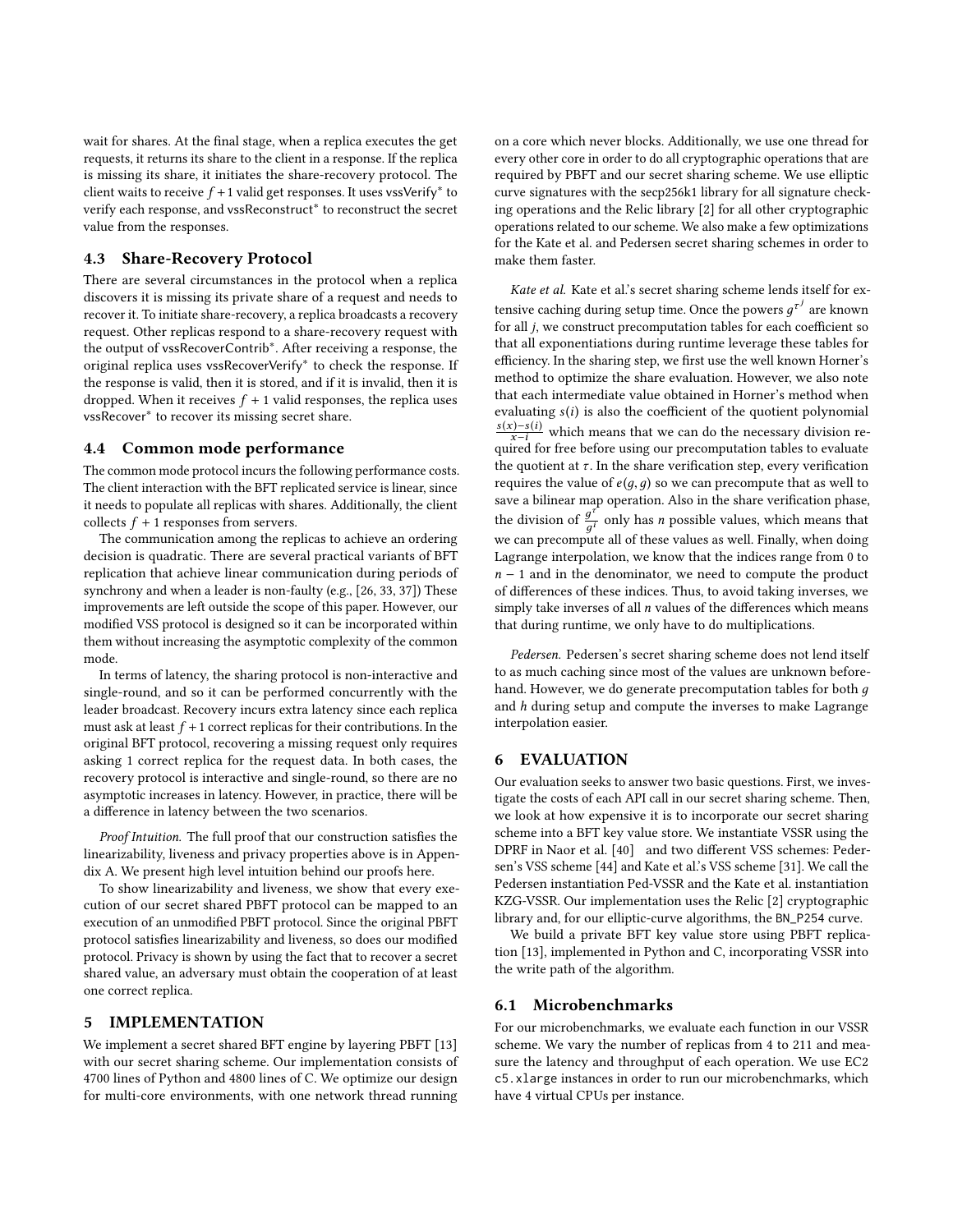wait for shares. At the final stage, when a replica executes the get requests, it returns its share to the client in a response. If the replica is missing its share, it initiates the share-recovery protocol. The client waits to receive $f+1$ valid get responses. It uses vssVerify* to verify each response, and vssReconstruct* to reconstruct the secret value from the responses.

### 4.3 Share-Recovery Protocol

There are several circumstances in the protocol when a replica discovers it is missing its private share of a request and needs to recover it. To initiate share-recovery, a replica broadcasts a recovery request. Other replicas respond to a share-recovery request with the output of vssRecoverContrib*. After receiving a response, the original replica uses vssRecoverVerify* to check the response. If the response is valid, then it is stored, and if it is invalid, then it is dropped. When it receives $f+1$ valid responses, the replica uses vssRecover* to recover its missing secret share.

### 4.4 Common mode performance

The common mode protocol incurs the following performance costs. The client interaction with the BFT replicated service is linear, since it needs to populate all replicas with shares. Additionally, the client collects $f+1$ responses from servers.

The communication among the replicas to achieve an ordering decision is quadratic. There are several practical variants of BFT replication that achieve linear communication during periods of synchrony and when a leader is non-faulty (e.g., [26, 33, 37]) These improvements are left outside the scope of this paper. However, our modified VSS protocol is designed so it can be incorporated within them without increasing the asymptotic complexity of the common mode.

In terms of latency, the sharing protocol is non-interactive and single-round, and so it can be performed concurrently with the leader broadcast. Recovery incurs extra latency since each replica must ask at least $f+1$ correct replicas for their contributions. In the original BFT protocol, recovering a missing request only requires asking 1 correct replica for the request data. In both cases, the recovery protocol is interactive and single-round, so there are no asymptotic increases in latency. However, in practice, there will be a difference in latency between the two scenarios.

*Proof Intuition.* The full proof that our construction satisfies the linearizability, liveness and privacy properties above is in Appendix A. We present high level intuition behind our proofs here.

To show linearizability and liveness, we show that every execution of our secret shared PBFT protocol can be mapped to an execution of an unmodified PBFT protocol. Since the original PBFT protocol satisfies linearizability and liveness, so does our modified protocol. Privacy is shown by using the fact that to recover a secret shared value, an adversary must obtain the cooperation of at least one correct replica.

## 5 IMPLEMENTATION

We implement a secret shared BFT engine by layering PBFT [13] with our secret sharing scheme. Our implementation consists of 4700 lines of Python and 4800 lines of C. We optimize our design for multi-core environments, with one network thread running on a core which never blocks. Additionally, we use one thread for every other core in order to do all cryptographic operations that are required by PBFT and our secret sharing scheme. We use elliptic curve signatures with the secp256k1 library for all signature checking operations and the Relic library [2] for all other cryptographic operations related to our scheme. We also make a few optimizations for the Kate et al. and Pedersen secret sharing schemes in order to make them faster.

*Kate et al.* Kate et al.'s secret sharing scheme lends itself for extensive caching during setup time. Once the powers $g^{\tau^j}$ are known for all $j$, we construct precomputation tables for each coefficient so that all exponentiations during runtime leverage these tables for efficiency. In the sharing step, we first use the well known Horner's method to optimize the share evaluation. However, we also note that each intermediate value obtained in Horner's method when evaluating $s(i)$ is also the coefficient of the quotient polynomial $\frac{s(x)-s(i)}{x-i}$ which means that we can do the necessary division required for free before using our precomputation tables to evaluate the quotient at $\tau$. In the share verification step, every verification requires the value of $e(g, g)$ so we can precompute that as well to save a bilinear map operation. Also in the share verification phase, the division of $\frac{g^{\tau}}{g^{i}}$ only has $n$ possible values, which means that we can precompute all of these values as well. Finally, when doing Lagrange interpolation, we know that the indices range from 0 to $n-1$ and in the denominator, we need to compute the product of differences of these indices. Thus, to avoid taking inverses, we simply take inverses of all $n$ values of the differences which means that during runtime, we only have to do multiplications.

*Pedersen.* Pedersen's secret sharing scheme does not lend itself to as much caching since most of the values are unknown beforehand. However, we do generate precomputation tables for both $g$ and $h$ during setup and compute the inverses to make Lagrange interpolation easier.

## 6 EVALUATION

Our evaluation seeks to answer two basic questions. First, we investigate the costs of each API call in our secret sharing scheme. Then, we look at how expensive it is to incorporate our secret sharing scheme into a BFT key value store. We instantiate VSSR using the DPRF in Naor et al. [40] and two different VSS schemes: Pedersen's VSS scheme [44] and Kate et al.'s VSS scheme [31]. We call the Pedersen instantiation Ped-VSSR and the Kate et al. instantiation KZG-VSSR. Our implementation uses the Relic [2] cryptographic library and, for our elliptic-curve algorithms, the `BN_P254` curve.

We build a private BFT key value store using PBFT replication [13], implemented in Python and C, incorporating VSSR into the write path of the algorithm.

### 6.1 Microbenchmarks

For our microbenchmarks, we evaluate each function in our VSSR scheme. We vary the number of replicas from 4 to 211 and measure the latency and throughput of each operation. We use EC2 `c5.xlarge` instances in order to run our microbenchmarks, which have 4 virtual CPUs per instance.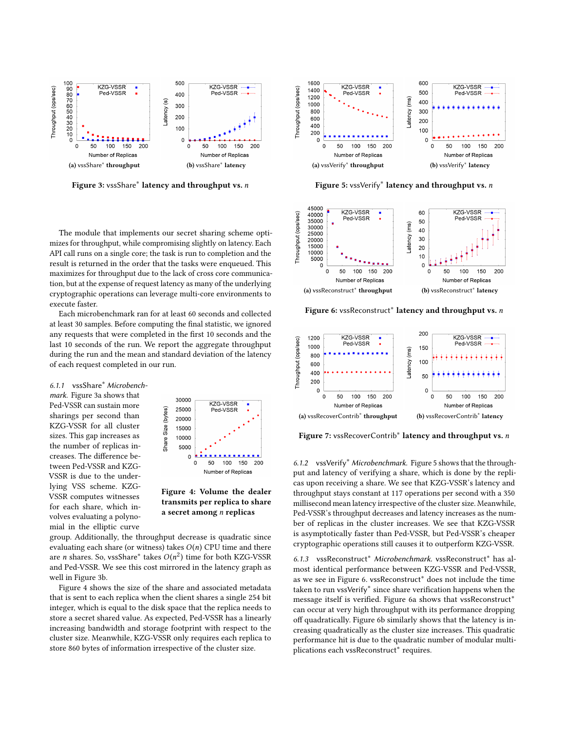(a) vssShare* throughput

(b) vssShare* latency

**Figure 3: vssShare* latency and throughput vs. $n$**

(a) vssVerify* throughput

(b) vssVerify* latency

**Figure 5: vssVerify* latency and throughput vs. $n$**

(a) vssReconstruct* throughput

(b) vssReconstruct* latency

**Figure 6: vssReconstruct* latency and throughput vs. $n$**

(a) vssRecoverContrib* throughput

(b) vssRecoverContrib* latency

**Figure 7: vssRecoverContrib* latency and throughput vs. $n$**

The module that implements our secret sharing scheme optimizes for throughput, while compromising slightly on latency. Each API call runs on a single core; the task is run to completion and the result is returned in the order that the tasks were enqueued. This maximizes for throughput due to the lack of cross core communication, but at the expense of request latency as many of the underlying cryptographic operations can leverage multi-core environments to execute faster.

Each microbenchmark ran for at least 60 seconds and collected at least 30 samples. Before computing the final statistic, we ignored any requests that were completed in the first 10 seconds and the last 10 seconds of the run. We report the aggregate throughput during the run and the mean and standard deviation of the latency of each request completed in our run.

#### 6.1.1 vssShare* *Microbenchmark.*

Figure 3a shows that Ped-VSSR can sustain more sharings per second than KZG-VSSR for all cluster sizes. This gap increases as the number of replicas increases. The difference between Ped-VSSR and KZG-VSSR is due to the underlying VSS scheme. KZG-VSSR computes witnesses for each share, which involves evaluating a polynomial in the elliptic curve group. Additionally, the throughput decrease is quadratic since evaluating each share (or witness) takes $O(n)$ CPU time and there are $n$ shares. So, vssShare* takes $O(n^2)$ time for both KZG-VSSR and Ped-VSSR. We see this cost mirrored in the latency graph as well in Figure 3b.

**Figure 4: Volume the dealer transmits per replica to share a secret among $n$ replicas**

Figure 4 shows the size of the share and associated metadata that is sent to each replica when the client shares a single 254 bit integer, which is equal to the disk space that the replica needs to store a secret shared value. As expected, Ped-VSSR has a linearly increasing bandwidth and storage footprint with respect to the cluster size. Meanwhile, KZG-VSSR only requires each replica to store 860 bytes of information irrespective of the cluster size.

#### 6.1.2 vssVerify* *Microbenchmark.*

Figure 5 shows that the throughput and latency of verifying a share, which is done by the replicas upon receiving a share. We see that KZG-VSSR's latency and throughput stays constant at 117 operations per second with a 350 millisecond mean latency irrespective of the cluster size. Meanwhile, Ped-VSSR's throughput decreases and latency increases as the number of replicas in the cluster increases. We see that KZG-VSSR is asymptotically faster than Ped-VSSR, but Ped-VSSR's cheaper cryptographic operations still causes it to outperform KZG-VSSR.

#### 6.1.3 vssReconstruct* *Microbenchmark.*

vssReconstruct* has almost identical performance between KZG-VSSR and Ped-VSSR, as we see in Figure 6. vssReconstruct* does not include the time taken to run vssVerify* since share verification happens when the message itself is verified. Figure 6a shows that vssReconstruct* can occur at very high throughput with its performance dropping off quadratically. Figure 6b similarly shows that the latency is increasing quadratically as the cluster size increases. This quadratic performance hit is due to the quadratic number of modular multiplications each vssReconstruct* requires.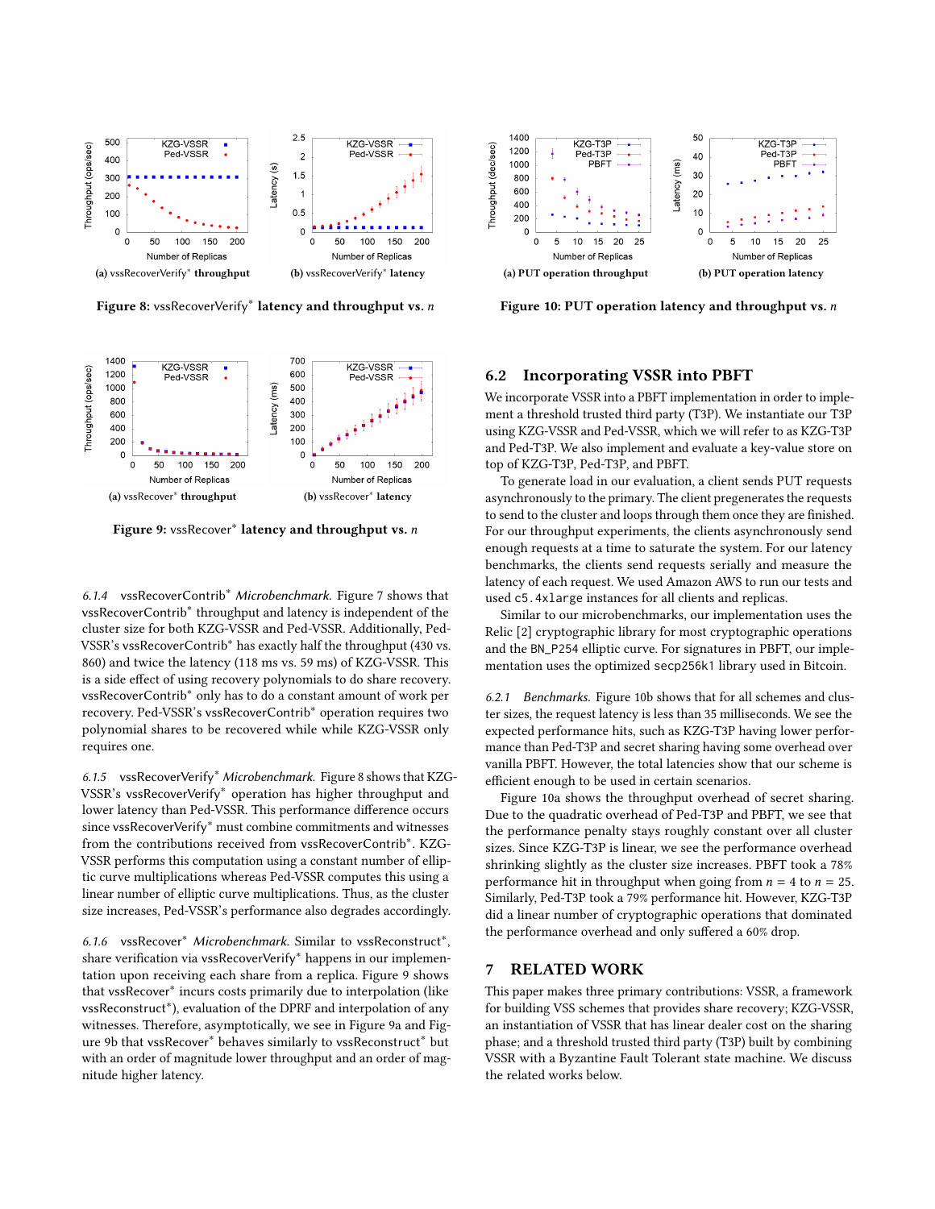(a) vssRecoverVerify* **throughput**

(b) vssRecoverVerify* **latency**

**Figure 8:** vssRecoverVerify* **latency and throughput vs.** $n$

(a) vssRecover* **throughput**

(b) vssRecover* **latency**

**Figure 9:** vssRecover* **latency and throughput vs.** $n$

*6.1.4 vssRecoverContrib\* Microbenchmark.* Figure 7 shows that vssRecoverContrib* throughput and latency is independent of the cluster size for both KZG-VSSR and Ped-VSSR. Additionally, Ped-VSSR's vssRecoverContrib* has exactly half the throughput (430 vs. 860) and twice the latency (118 ms vs. 59 ms) of KZG-VSSR. This is a side effect of using recovery polynomials to do share recovery. vssRecoverContrib* only has to do a constant amount of work per recovery. Ped-VSSR's vssRecoverContrib* operation requires two polynomial shares to be recovered while while KZG-VSSR only requires one.

*6.1.5 vssRecoverVerify\* Microbenchmark.* Figure 8 shows that KZG-VSSR's vssRecoverVerify* operation has higher throughput and lower latency than Ped-VSSR. This performance difference occurs since vssRecoverVerify* must combine commitments and witnesses from the contributions received from vssRecoverContrib*. KZG-VSSR performs this computation using a constant number of elliptic curve multiplications whereas Ped-VSSR computes this using a linear number of elliptic curve multiplications. Thus, as the cluster size increases, Ped-VSSR's performance also degrades accordingly.

*6.1.6 vssRecover\* Microbenchmark.* Similar to vssReconstruct*, share verification via vssRecoverVerify* happens in our implementation upon receiving each share from a replica. Figure 9 shows that vssRecover* incurs costs primarily due to interpolation (like vssReconstruct*), evaluation of the DPRF and interpolation of any witnesses. Therefore, asymptotically, we see in Figure 9a and Figure 9b that vssRecover* behaves similarly to vssReconstruct* but with an order of magnitude lower throughput and an order of magnitude higher latency.

(a) **PUT operation throughput**

(b) **PUT operation latency**

**Figure 10: PUT operation latency and throughput vs.** $n$

## 6.2 Incorporating VSSR into PBFT

We incorporate VSSR into a PBFT implementation in order to implement a threshold trusted third party (T3P). We instantiate our T3P using KZG-VSSR and Ped-VSSR, which we will refer to as KZG-T3P and Ped-T3P. We also implement and evaluate a key-value store on top of KZG-T3P, Ped-T3P, and PBFT.

To generate load in our evaluation, a client sends PUT requests asynchronously to the primary. The client pregenerates the requests to send to the cluster and loops through them once they are finished. For our throughput experiments, the clients asynchronously send enough requests at a time to saturate the system. For our latency benchmarks, the clients send requests serially and measure the latency of each request. We used Amazon AWS to run our tests and used `c5.4xlarge` instances for all clients and replicas.

Similar to our microbenchmarks, our implementation uses the Relic [2] cryptographic library for most cryptographic operations and the `BN_P254` elliptic curve. For signatures in PBFT, our implementation uses the optimized `secp256k1` library used in Bitcoin.

*6.2.1 Benchmarks.* Figure 10b shows that for all schemes and cluster sizes, the request latency is less than 35 milliseconds. We see the expected performance hits, such as KZG-T3P having lower performance than Ped-T3P and secret sharing having some overhead over vanilla PBFT. However, the total latencies show that our scheme is efficient enough to be used in certain scenarios.

Figure 10a shows the throughput overhead of secret sharing. Due to the quadratic overhead of Ped-T3P and PBFT, we see that the performance penalty stays roughly constant over all cluster sizes. Since KZG-T3P is linear, we see the performance overhead shrinking slightly as the cluster size increases. PBFT took a 78% performance hit in throughput when going from $n = 4$ to $n = 25$. Similarly, Ped-T3P took a 79% performance hit. However, KZG-T3P did a linear number of cryptographic operations that dominated the performance overhead and only suffered a 60% drop.

# 7 RELATED WORK

This paper makes three primary contributions: VSSR, a framework for building VSS schemes that provides share recovery; KZG-VSSR, an instantiation of VSSR that has linear dealer cost on the sharing phase; and a threshold trusted third party (T3P) built by combining VSSR with a Byzantine Fault Tolerant state machine. We discuss the related works below.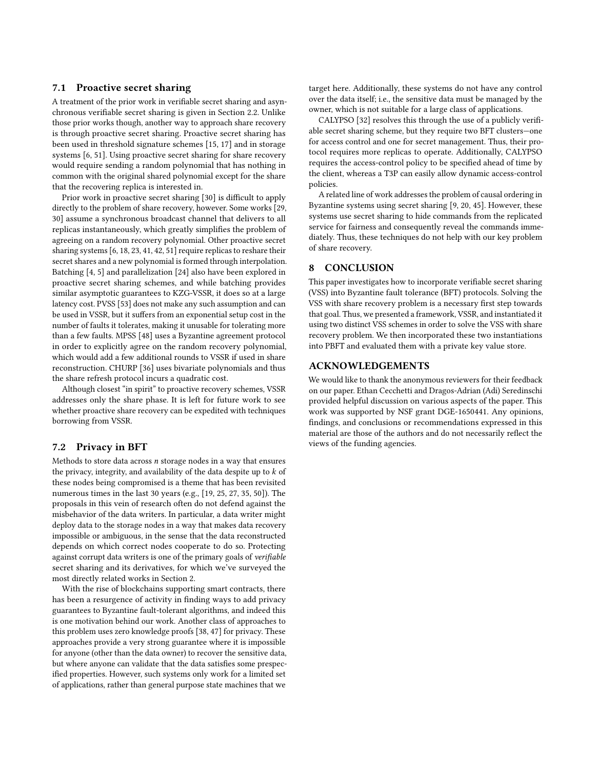### 7.1 Proactive secret sharing

A treatment of the prior work in verifiable secret sharing and asynchronous verifiable secret sharing is given in Section 2.2. Unlike those prior works though, another way to approach share recovery is through proactive secret sharing. Proactive secret sharing has been used in threshold signature schemes [15, 17] and in storage systems [6, 51]. Using proactive secret sharing for share recovery would require sending a random polynomial that has nothing in common with the original shared polynomial except for the share that the recovering replica is interested in.

Prior work in proactive secret sharing [30] is difficult to apply directly to the problem of share recovery, however. Some works [29, 30] assume a synchronous broadcast channel that delivers to all replicas instantaneously, which greatly simplifies the problem of agreeing on a random recovery polynomial. Other proactive secret sharing systems [6, 18, 23, 41, 42, 51] require replicas to reshare their secret shares and a new polynomial is formed through interpolation. Batching [4, 5] and parallelization [24] also have been explored in proactive secret sharing schemes, and while batching provides similar asymptotic guarantees to KZG-VSSR, it does so at a large latency cost. PVSS [53] does not make any such assumption and can be used in VSSR, but it suffers from an exponential setup cost in the number of faults it tolerates, making it unusable for tolerating more than a few faults. MPSS [48] uses a Byzantine agreement protocol in order to explicitly agree on the random recovery polynomial, which would add a few additional rounds to VSSR if used in share reconstruction. CHURP [36] uses bivariate polynomials and thus the share refresh protocol incurs a quadratic cost.

Although closest "in spirit" to proactive recovery schemes, VSSR addresses only the share phase. It is left for future work to see whether proactive share recovery can be expedited with techniques borrowing from VSSR.

### 7.2 Privacy in BFT

Methods to store data across $n$ storage nodes in a way that ensures the privacy, integrity, and availability of the data despite up to $k$ of these nodes being compromised is a theme that has been revisited numerous times in the last 30 years (e.g., [19, 25, 27, 35, 50]). The proposals in this vein of research often do not defend against the misbehavior of the data writers. In particular, a data writer might deploy data to the storage nodes in a way that makes data recovery impossible or ambiguous, in the sense that the data reconstructed depends on which correct nodes cooperate to do so. Protecting against corrupt data writers is one of the primary goals of *verifiable* secret sharing and its derivatives, for which we've surveyed the most directly related works in Section 2.

With the rise of blockchains supporting smart contracts, there has been a resurgence of activity in finding ways to add privacy guarantees to Byzantine fault-tolerant algorithms, and indeed this is one motivation behind our work. Another class of approaches to this problem uses zero knowledge proofs [38, 47] for privacy. These approaches provide a very strong guarantee where it is impossible for anyone (other than the data owner) to recover the sensitive data, but where anyone can validate that the data satisfies some prespecified properties. However, such systems only work for a limited set of applications, rather than general purpose state machines that we target here. Additionally, these systems do not have any control over the data itself; i.e., the sensitive data must be managed by the owner, which is not suitable for a large class of applications.

CALYPSO [32] resolves this through the use of a publicly verifiable secret sharing scheme, but they require two BFT clusters—one for access control and one for secret management. Thus, their protocol requires more replicas to operate. Additionally, CALYPSO requires the access-control policy to be specified ahead of time by the client, whereas a T3P can easily allow dynamic access-control policies.

A related line of work addresses the problem of causal ordering in Byzantine systems using secret sharing [9, 20, 45]. However, these systems use secret sharing to hide commands from the replicated service for fairness and consequently reveal the commands immediately. Thus, these techniques do not help with our key problem of share recovery.

## 8 CONCLUSION

This paper investigates how to incorporate verifiable secret sharing (VSS) into Byzantine fault tolerance (BFT) protocols. Solving the VSS with share recovery problem is a necessary first step towards that goal. Thus, we presented a framework, VSSR, and instantiated it using two distinct VSS schemes in order to solve the VSS with share recovery problem. We then incorporated these two instantiations into PBFT and evaluated them with a private key value store.

## ACKNOWLEDGEMENTS

We would like to thank the anonymous reviewers for their feedback on our paper. Ethan Cecchetti and Dragos-Adrian (Adi) Seredinschi provided helpful discussion on various aspects of the paper. This work was supported by NSF grant DGE-1650441. Any opinions, findings, and conclusions or recommendations expressed in this material are those of the authors and do not necessarily reflect the views of the funding agencies.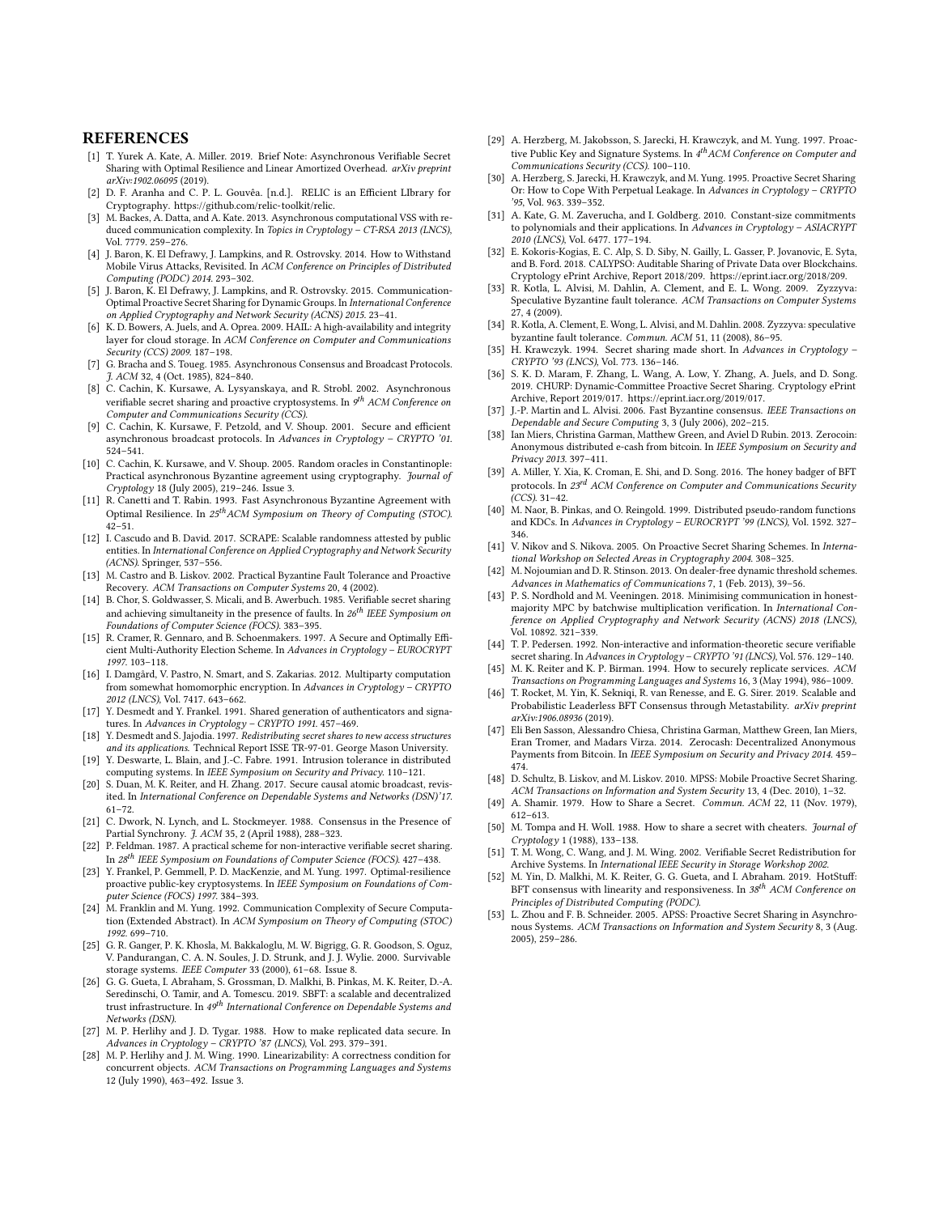## REFERENCES

[1] T. Yurek A. Kate, A. Miller. 2019. Brief Note: Asynchronous Verifiable Secret Sharing with Optimal Resilience and Linear Amortized Overhead. *arXiv preprint arXiv:1902.06095* (2019).

[2] D. F. Aranha and C. P. L. Gouvêa. [n.d.]. RELIC is an Efficient LIbrary for Cryptography. https://github.com/relic-toolkit/relic.

[3] M. Backes, A. Datta, and A. Kate. 2013. Asynchronous computational VSS with reduced communication complexity. In *Topics in Cryptology – CT-RSA 2013 (LNCS)*, Vol. 7779. 259–276.

[4] J. Baron, K. El Defrawy, J. Lampkins, and R. Ostrovsky. 2014. How to Withstand Mobile Virus Attacks, Revisited. In *ACM Conference on Principles of Distributed Computing (PODC) 2014*. 293–302.

[5] J. Baron, K. El Defrawy, J. Lampkins, and R. Ostrovsky. 2015. Communication-Optimal Proactive Secret Sharing for Dynamic Groups. In *International Conference on Applied Cryptography and Network Security (ACNS) 2015*. 23–41.

[6] K. D. Bowers, A. Juels, and A. Oprea. 2009. HAIL: A high-availability and integrity layer for cloud storage. In *ACM Conference on Computer and Communications Security (CCS) 2009*. 187–198.

[7] G. Bracha and S. Toueg. 1985. Asynchronous Consensus and Broadcast Protocols. *J. ACM* 32, 4 (Oct. 1985), 824–840.

[8] C. Cachin, K. Kursawe, A. Lysyanskaya, and R. Strobl. 2002. Asynchronous verifiable secret sharing and proactive cryptosystems. In *9th ACM Conference on Computer and Communications Security (CCS)*.

[9] C. Cachin, K. Kursawe, F. Petzold, and V. Shoup. 2001. Secure and efficient asynchronous broadcast protocols. In *Advances in Cryptology – CRYPTO '01*. 524–541.

[10] C. Cachin, K. Kursawe, and V. Shoup. 2005. Random oracles in Constantinople: Practical asynchronous Byzantine agreement using cryptography. *Journal of Cryptology* 18 (July 2005), 219–246. Issue 3.

[11] R. Canetti and T. Rabin. 1993. Fast Asynchronous Byzantine Agreement with Optimal Resilience. In *25thACM Symposium on Theory of Computing (STOC)*. 42–51.

[12] I. Cascudo and B. David. 2017. SCRAPE: Scalable randomness attested by public entities. In *International Conference on Applied Cryptography and Network Security (ACNS)*. Springer, 537–556.

[13] M. Castro and B. Liskov. 2002. Practical Byzantine Fault Tolerance and Proactive Recovery. *ACM Transactions on Computer Systems* 20, 4 (2002).

[14] B. Chor, S. Goldwasser, S. Micali, and B. Awerbuch. 1985. Verifiable secret sharing and achieving simultaneity in the presence of faults. In *26th IEEE Symposium on Foundations of Computer Science (FOCS)*. 383–395.

[15] R. Cramer, R. Gennaro, and B. Schoenmakers. 1997. A Secure and Optimally Efficient Multi-Authority Election Scheme. In *Advances in Cryptology – EUROCRYPT 1997*. 103–118.

[16] I. Damgård, V. Pastro, N. Smart, and S. Zakarias. 2012. Multiparty computation from somewhat homomorphic encryption. In *Advances in Cryptology – CRYPTO 2012 (LNCS)*, Vol. 7417. 643–662.

[17] Y. Desmedt and Y. Frankel. 1991. Shared generation of authenticators and signatures. In *Advances in Cryptology – CRYPTO 1991*. 457–469.

[18] Y. Desmedt and S. Jajodia. 1997. *Redistributing secret shares to new access structures and its applications*. Technical Report ISSE TR-97-01. George Mason University.

[19] Y. Deswarte, L. Blain, and J.-C. Fabre. 1991. Intrusion tolerance in distributed computing systems. In *IEEE Symposium on Security and Privacy*. 110–121.

[20] S. Duan, M. K. Reiter, and H. Zhang. 2017. Secure causal atomic broadcast, revisited. In *International Conference on Dependable Systems and Networks (DSN)'17*. 61–72.

[21] C. Dwork, N. Lynch, and L. Stockmeyer. 1988. Consensus in the Presence of Partial Synchrony. *J. ACM* 35, 2 (April 1988), 288–323.

[22] P. Feldman. 1987. A practical scheme for non-interactive verifiable secret sharing. In *28th IEEE Symposium on Foundations of Computer Science (FOCS)*. 427–438.

[23] Y. Frankel, P. Gemmell, P. D. MacKenzie, and M. Yung. 1997. Optimal-resilience proactive public-key cryptosystems. In *IEEE Symposium on Foundations of Computer Science (FOCS) 1997*. 384–393.

[24] M. Franklin and M. Yung. 1992. Communication Complexity of Secure Computation (Extended Abstract). In *ACM Symposium on Theory of Computing (STOC) 1992*. 699–710.

[25] G. R. Ganger, P. K. Khosla, M. Bakkaloglu, M. W. Bigrigg, G. R. Goodson, S. Oguz, V. Pandurangan, C. A. N. Soules, J. D. Strunk, and J. J. Wylie. 2000. Survivable storage systems. *IEEE Computer* 33 (2000), 61–68. Issue 8.

[26] G. G. Gueta, I. Abraham, S. Grossman, D. Malkhi, B. Pinkas, M. K. Reiter, D.-A. Seredinschi, O. Tamir, and A. Tomescu. 2019. SBFT: a scalable and decentralized trust infrastructure. In *49th International Conference on Dependable Systems and Networks (DSN)*.

[27] M. P. Herlihy and J. D. Tygar. 1988. How to make replicated data secure. In *Advances in Cryptology – CRYPTO '87 (LNCS)*, Vol. 293. 379–391.

[28] M. P. Herlihy and J. M. Wing. 1990. Linearizability: A correctness condition for concurrent objects. *ACM Transactions on Programming Languages and Systems* 12 (July 1990), 463–492. Issue 3.

[29] A. Herzberg, M. Jakobsson, S. Jarecki, H. Krawczyk, and M. Yung. 1997. Proactive Public Key and Signature Systems. In *4thACM Conference on Computer and Communications Security (CCS)*. 100–110.

[30] A. Herzberg, S. Jarecki, H. Krawczyk, and M. Yung. 1995. Proactive Secret Sharing Or: How to Cope With Perpetual Leakage. In *Advances in Cryptology – CRYPTO '95*, Vol. 963. 339–352.

[31] A. Kate, G. M. Zaverucha, and I. Goldberg. 2010. Constant-size commitments to polynomials and their applications. In *Advances in Cryptology – ASIACRYPT 2010 (LNCS)*, Vol. 6477. 177–194.

[32] E. Kokoris-Kogias, E. C. Alp, S. D. Siby, N. Gailly, L. Gasser, P. Jovanovic, E. Syta, and B. Ford. 2018. CALYPSO: Auditable Sharing of Private Data over Blockchains. Cryptology ePrint Archive, Report 2018/209. https://eprint.iacr.org/2018/209.

[33] R. Kotla, L. Alvisi, M. Dahlin, A. Clement, and E. L. Wong. 2009. Zyzzyva: Speculative Byzantine fault tolerance. *ACM Transactions on Computer Systems* 27, 4 (2009).

[34] R. Kotla, A. Clement, E. Wong, L. Alvisi, and M. Dahlin. 2008. Zyzzyva: speculative byzantine fault tolerance. *Commun. ACM* 51, 11 (2008), 86–95.

[35] H. Krawczyk. 1994. Secret sharing made short. In *Advances in Cryptology – CRYPTO '93 (LNCS)*, Vol. 773. 136–146.

[36] S. K. D. Maram, F. Zhang, L. Wang, A. Low, Y. Zhang, A. Juels, and D. Song. 2019. CHURP: Dynamic-Committee Proactive Secret Sharing. Cryptology ePrint Archive, Report 2019/017. https://eprint.iacr.org/2019/017.

[37] J.-P. Martin and L. Alvisi. 2006. Fast Byzantine consensus. *IEEE Transactions on Dependable and Secure Computing* 3, 3 (July 2006), 202–215.

[38] Ian Miers, Christina Garman, Matthew Green, and Aviel D Rubin. 2013. Zerocoin: Anonymous distributed e-cash from bitcoin. In *IEEE Symposium on Security and Privacy 2013*. 397–411.

[39] A. Miller, Y. Xia, K. Croman, E. Shi, and D. Song. 2016. The honey badger of BFT protocols. In *23rd ACM Conference on Computer and Communications Security (CCS)*. 31–42.

[40] M. Naor, B. Pinkas, and O. Reingold. 1999. Distributed pseudo-random functions and KDCs. In *Advances in Cryptology – EUROCRYPT '99 (LNCS)*, Vol. 1592. 327–346.

[41] V. Nikov and S. Nikova. 2005. On Proactive Secret Sharing Schemes. In *International Workshop on Selected Areas in Cryptography 2004*. 308–325.

[42] M. Nojoumian and D. R. Stinson. 2013. On dealer-free dynamic threshold schemes. *Advances in Mathematics of Communications* 7, 1 (Feb. 2013), 39–56.

[43] P. S. Nordhold and M. Veeningen. 2018. Minimising communication in honest-majority MPC by batchwise multiplication verification. In *International Conference on Applied Cryptography and Network Security (ACNS) 2018 (LNCS)*, Vol. 10892. 321–339.

[44] T. P. Pedersen. 1992. Non-interactive and information-theoretic secure verifiable secret sharing. In *Advances in Cryptology – CRYPTO '91 (LNCS)*, Vol. 576. 129–140.

[45] M. K. Reiter and K. P. Birman. 1994. How to securely replicate services. *ACM Transactions on Programming Languages and Systems* 16, 3 (May 1994), 986–1009.

[46] T. Rocket, M. Yin, K. Sekniqi, R. van Renesse, and E. G. Sirer. 2019. Scalable and Probabilistic Leaderless BFT Consensus through Metastability. *arXiv preprint arXiv:1906.08936* (2019).

[47] Eli Ben Sasson, Alessandro Chiesa, Christina Garman, Matthew Green, Ian Miers, Eran Tromer, and Madars Virza. 2014. Zerocash: Decentralized Anonymous Payments from Bitcoin. In *IEEE Symposium on Security and Privacy 2014*. 459–474.

[48] D. Schultz, B. Liskov, and M. Liskov. 2010. MPSS: Mobile Proactive Secret Sharing. *ACM Transactions on Information and System Security* 13, 4 (Dec. 2010), 1–32.

[49] A. Shamir. 1979. How to Share a Secret. *Commun. ACM* 22, 11 (Nov. 1979), 612–613.

[50] M. Tompa and H. Woll. 1988. How to share a secret with cheaters. *Journal of Cryptology* 1 (1988), 133–138.

[51] T. M. Wong, C. Wang, and J. M. Wing. 2002. Verifiable Secret Redistribution for Archive Systems. In *International IEEE Security in Storage Workshop 2002*.

[52] M. Yin, D. Malkhi, M. K. Reiter, G. G. Gueta, and I. Abraham. 2019. HotStuff: BFT consensus with linearity and responsiveness. In *38th ACM Conference on Principles of Distributed Computing (PODC)*.

[53] L. Zhou and F. B. Schneider. 2005. APSS: Proactive Secret Sharing in Asynchronous Systems. *ACM Transactions on Information and System Security* 8, 3 (Aug. 2005), 259–286.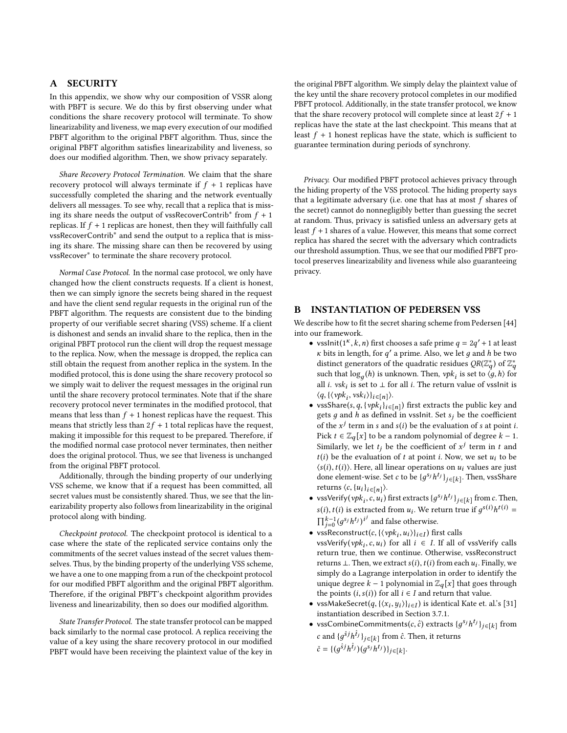## A SECURITY

In this appendix, we show why our composition of VSSR along with PBFT is secure. We do this by first observing under what conditions the share recovery protocol will terminate. To show linearizability and liveness, we map every execution of our modified PBFT algorithm to the original PBFT algorithm. Thus, since the original PBFT algorithm satisfies linearizability and liveness, so does our modified algorithm. Then, we show privacy separately.

*Share Recovery Protocol Termination.* We claim that the share recovery protocol will always terminate if $f + 1$ replicas have successfully completed the sharing and the network eventually delivers all messages. To see why, recall that a replica that is missing its share needs the output of vssRecoverContrib* from $f + 1$ replicas. If $f + 1$ replicas are honest, then they will faithfully call vssRecoverContrib* and send the output to a replica that is missing its share. The missing share can then be recovered by using vssRecover* to terminate the share recovery protocol.

*Normal Case Protocol.* In the normal case protocol, we only have changed how the client constructs requests. If a client is honest, then we can simply ignore the secrets being shared in the request and have the client send regular requests in the original run of the PBFT algorithm. The requests are consistent due to the binding property of our verifiable secret sharing (VSS) scheme. If a client is dishonest and sends an invalid share to the replica, then in the original PBFT protocol run the client will drop the request message to the replica. Now, when the message is dropped, the replica can still obtain the request from another replica in the system. In the modified protocol, this is done using the share recovery protocol so we simply wait to deliver the request messages in the original run until the share recovery protocol terminates. Note that if the share recovery protocol never terminates in the modified protocol, that means that less than $f + 1$ honest replicas have the request. This means that strictly less than $2f + 1$ total replicas have the request, making it impossible for this request to be prepared. Therefore, if the modified normal case protocol never terminates, then neither does the original protocol. Thus, we see that liveness is unchanged from the original PBFT protocol.

Additionally, through the binding property of our underlying VSS scheme, we know that if a request has been committed, all secret values must be consistently shared. Thus, we see that the linearizability property also follows from linearizability in the original protocol along with binding.

*Checkpoint protocol.* The checkpoint protocol is identical to a case where the state of the replicated service contains only the commitments of the secret values instead of the secret values themselves. Thus, by the binding property of the underlying VSS scheme, we have a one to one mapping from a run of the checkpoint protocol for our modified PBFT algorithm and the original PBFT algorithm. Therefore, if the original PBFT's checkpoint algorithm provides liveness and linearizability, then so does our modified algorithm.

*State Transfer Protocol.* The state transfer protocol can be mapped back similarly to the normal case protocol. A replica receiving the value of a key using the share recovery protocol in our modified PBFT would have been receiving the plaintext value of the key in the original PBFT algorithm. We simply delay the plaintext value of the key until the share recovery protocol completes in our modified PBFT protocol. Additionally, in the state transfer protocol, we know that the share recovery protocol will complete since at least $2f + 1$ replicas have the state at the last checkpoint. This means that at least $f + 1$ honest replicas have the state, which is sufficient to guarantee termination during periods of synchrony.

*Privacy.* Our modified PBFT protocol achieves privacy through the hiding property of the VSS protocol. The hiding property says that a legitimate adversary (i.e. one that has at most $f$ shares of the secret) cannot do nonnegligibly better than guessing the secret at random. Thus, privacy is satisfied unless an adversary gets at least $f + 1$ shares of a value. However, this means that some correct replica has shared the secret with the adversary which contradicts our threshold assumption. Thus, we see that our modified PBFT protocol preserves linearizability and liveness while also guaranteeing privacy.

## B INSTANTIATION OF PEDERSEN VSS

We describe how to fit the secret sharing scheme from Pedersen [44] into our framework.

- vssInit$(1^\kappa, k, n)$ first chooses a safe prime $q = 2q' + 1$ at least $\kappa$ bits in length, for $q'$ a prime. Also, we let $g$ and $h$ be two distinct generators of the quadratic residues $QR(\mathbb{Z}_q^*)$ of $\mathbb{Z}_q^*$ such that $\log_g(h)$ is unknown. Then, $vpk_i$ is set to $\langle g, h \rangle$ for all $i$. $vsk_i$ is set to $\perp$ for all $i$. The return value of vssInit is $\langle q, \{\langle vpk_i, vsk_i \rangle\}_{i \in [n]} \rangle$.
- vssShare$(s, q, \{vpk_i\}_{i \in [n]})$ first extracts the public key and gets $g$ and $h$ as defined in vssInit. Set $s_j$ be the coefficient of the $x^j$ term in $s$ and $s(i)$ be the evaluation of $s$ at point $i$. Pick $t \in \mathbb{Z}_q[x]$ to be a random polynomial of degree $k - 1$. Similarly, we let $t_j$ be the coefficient of $x^j$ term in $t$ and $t(i)$ be the evaluation of $t$ at point $i$. Now, we set $u_i$ to be $\langle s(i), t(i) \rangle$. Here, all linear operations on $u_i$ values are just done element-wise. Set $c$ to be $\{g^{s_j} h^{t_j}\}_{j \in [k]}$. Then, vssShare returns $\langle c, \{u_i\}_{i \in [n]} \rangle$.
- vssVerify$(vpk_i, c, u_i)$ first extracts $\{g^{s_j} h^{t_j}\}_{j \in [k]}$ from $c$. Then, $s(i), t(i)$ is extracted from $u_i$. We return true if $g^{s(i)} h^{t(i)} = \prod_{j=0}^{k-1} (g^{s_j} h^{t_j})^{i^j}$ and false otherwise.
- vssReconstruct$(c, \{\langle vpk_i, u_i \rangle\}_{i \in I})$ first calls vssVerify$(vpk_i, c, u_i)$ for all $i \in I$. If all of vssVerify calls return true, then we continue. Otherwise, vssReconstruct returns $\perp$. Then, we extract $s(i), t(i)$ from each $u_i$. Finally, we simply do a Lagrange interpolation in order to identify the unique degree $k - 1$ polynomial in $\mathbb{Z}_q[x]$ that goes through the points $(i, s(i))$ for all $i \in I$ and return that value.
- vssMakeSecret$(q, \{\langle x_i, y_i \rangle\}_{i \in I})$ is identical Kate et. al.'s [31] instantiation described in Section 3.7.1.
- vssCombineCommitments$(c, \hat{c})$ extracts $\{g^{s_j} h^{t_j}\}_{j \in [k]}$ from $c$ and $\{g^{\hat{s}_j} h^{\hat{t}_j}\}_{j \in [k]}$ from $\hat{c}$. Then, it returns $\check{c} = \{(g^{\hat{s}_j} h^{\hat{t}_j})(g^{s_j} h^{t_j})\}_{j \in [k]}$.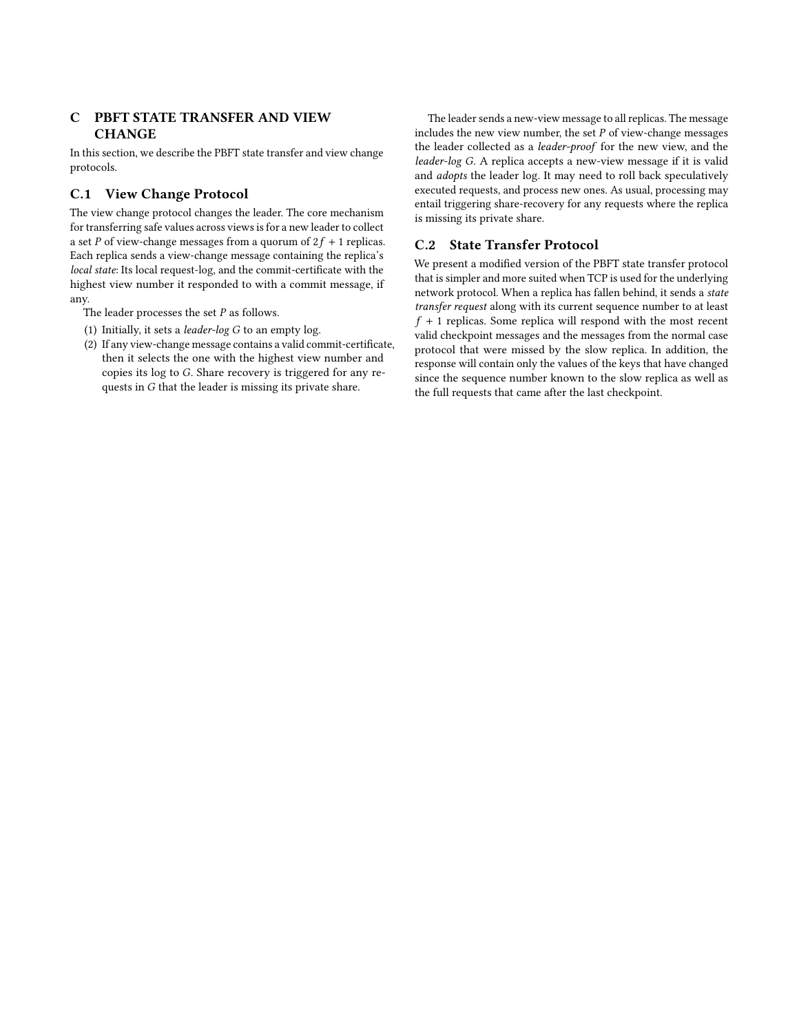## C PBFT STATE TRANSFER AND VIEW CHANGE

In this section, we describe the PBFT state transfer and view change protocols.

### C.1 View Change Protocol

The view change protocol changes the leader. The core mechanism for transferring safe values across views is for a new leader to collect a set $P$ of view-change messages from a quorum of $2f + 1$ replicas. Each replica sends a view-change message containing the replica's *local state*: Its local request-log, and the commit-certificate with the highest view number it responded to with a commit message, if any.

The leader processes the set $P$ as follows.

(1) Initially, it sets a *leader-log* $G$ to an empty log.
(2) If any view-change message contains a valid commit-certificate, then it selects the one with the highest view number and copies its log to $G$. Share recovery is triggered for any requests in $G$ that the leader is missing its private share.

The leader sends a new-view message to all replicas. The message includes the new view number, the set $P$ of view-change messages the leader collected as a *leader-proof* for the new view, and the *leader-log* $G$. A replica accepts a new-view message if it is valid and *adopts* the leader log. It may need to roll back speculatively executed requests, and process new ones. As usual, processing may entail triggering share-recovery for any requests where the replica is missing its private share.

### C.2 State Transfer Protocol

We present a modified version of the PBFT state transfer protocol that is simpler and more suited when TCP is used for the underlying network protocol. When a replica has fallen behind, it sends a *state transfer request* along with its current sequence number to at least $f + 1$ replicas. Some replica will respond with the most recent valid checkpoint messages and the messages from the normal case protocol that were missed by the slow replica. In addition, the response will contain only the values of the keys that have changed since the sequence number known to the slow replica as well as the full requests that came after the last checkpoint.